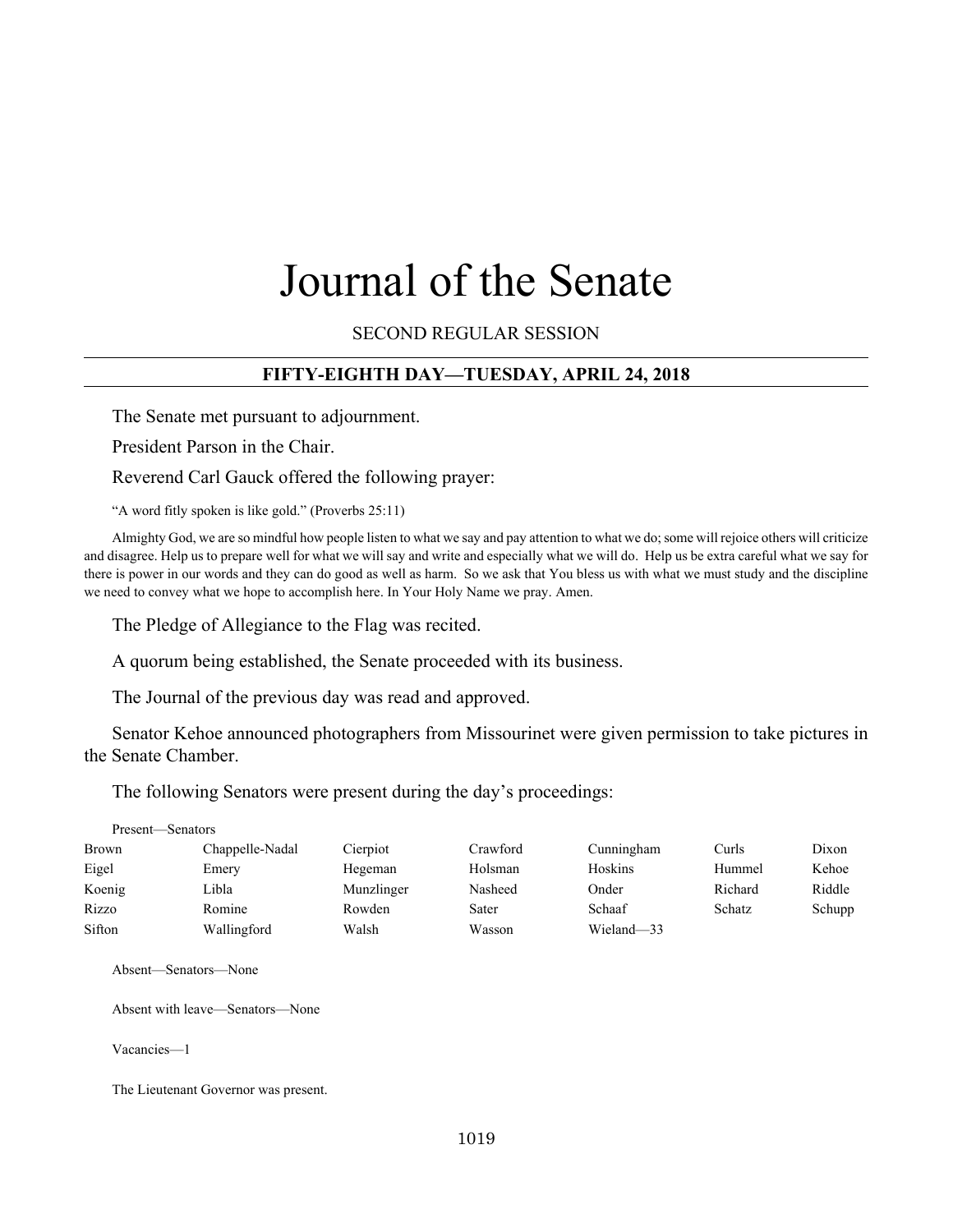# Journal of the Senate

SECOND REGULAR SESSION

**FIFTY-EIGHTH DAY—TUESDAY, APRIL 24, 2018**

The Senate met pursuant to adjournment.

President Parson in the Chair.

Reverend Carl Gauck offered the following prayer:

"A word fitly spoken is like gold." (Proverbs 25:11)

Almighty God, we are so mindful how people listen to what we say and pay attention to what we do; some will rejoice others will criticize and disagree. Help us to prepare well for what we will say and write and especially what we will do. Help us be extra careful what we say for there is power in our words and they can do good as well as harm. So we ask that You bless us with what we must study and the discipline we need to convey what we hope to accomplish here. In Your Holy Name we pray. Amen.

The Pledge of Allegiance to the Flag was recited.

A quorum being established, the Senate proceeded with its business.

The Journal of the previous day was read and approved.

Senator Kehoe announced photographers from Missourinet were given permission to take pictures in the Senate Chamber.

The following Senators were present during the day's proceedings:

Present—Senators

| | | | | | | |
|---|---|---|---|---|---|---|
| Brown | Chappelle-Nadal | Cierpiot | Crawford | Cunningham | Curls | Dixon |
| Eigel | Emery | Hegeman | Holsman | Hoskins | Hummel | Kehoe |
| Koenig | Libla | Munzlinger | Nasheed | Onder | Richard | Riddle |
| Rizzo | Romine | Rowden | Sater | Schaaf | Schatz | Schupp |
| Sifton | Wallingford | Walsh | Wasson | Wieland—33 | | |

Absent—Senators—None

Absent with leave—Senators—None

Vacancies—1

The Lieutenant Governor was present.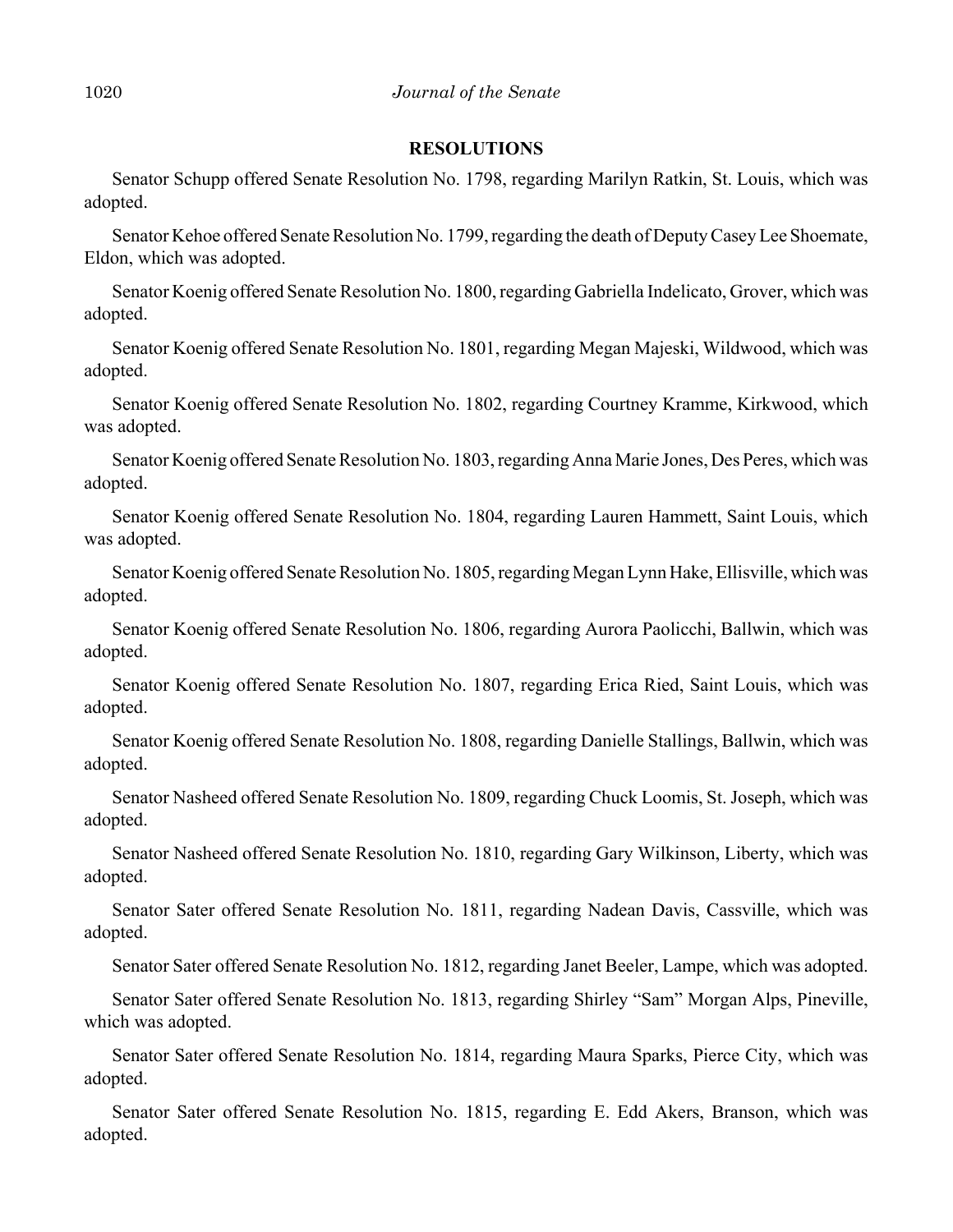## RESOLUTIONS

Senator Schupp offered Senate Resolution No. 1798, regarding Marilyn Ratkin, St. Louis, which was adopted.

Senator Kehoe offered Senate Resolution No. 1799, regarding the death of Deputy Casey Lee Shoemate, Eldon, which was adopted.

Senator Koenig offered Senate Resolution No. 1800, regarding Gabriella Indelicato, Grover, which was adopted.

Senator Koenig offered Senate Resolution No. 1801, regarding Megan Majeski, Wildwood, which was adopted.

Senator Koenig offered Senate Resolution No. 1802, regarding Courtney Kramme, Kirkwood, which was adopted.

Senator Koenig offered Senate Resolution No. 1803, regarding Anna Marie Jones, Des Peres, which was adopted.

Senator Koenig offered Senate Resolution No. 1804, regarding Lauren Hammett, Saint Louis, which was adopted.

Senator Koenig offered Senate Resolution No. 1805, regarding Megan Lynn Hake, Ellisville, which was adopted.

Senator Koenig offered Senate Resolution No. 1806, regarding Aurora Paolicchi, Ballwin, which was adopted.

Senator Koenig offered Senate Resolution No. 1807, regarding Erica Ried, Saint Louis, which was adopted.

Senator Koenig offered Senate Resolution No. 1808, regarding Danielle Stallings, Ballwin, which was adopted.

Senator Nasheed offered Senate Resolution No. 1809, regarding Chuck Loomis, St. Joseph, which was adopted.

Senator Nasheed offered Senate Resolution No. 1810, regarding Gary Wilkinson, Liberty, which was adopted.

Senator Sater offered Senate Resolution No. 1811, regarding Nadean Davis, Cassville, which was adopted.

Senator Sater offered Senate Resolution No. 1812, regarding Janet Beeler, Lampe, which was adopted.

Senator Sater offered Senate Resolution No. 1813, regarding Shirley "Sam" Morgan Alps, Pineville, which was adopted.

Senator Sater offered Senate Resolution No. 1814, regarding Maura Sparks, Pierce City, which was adopted.

Senator Sater offered Senate Resolution No. 1815, regarding E. Edd Akers, Branson, which was adopted.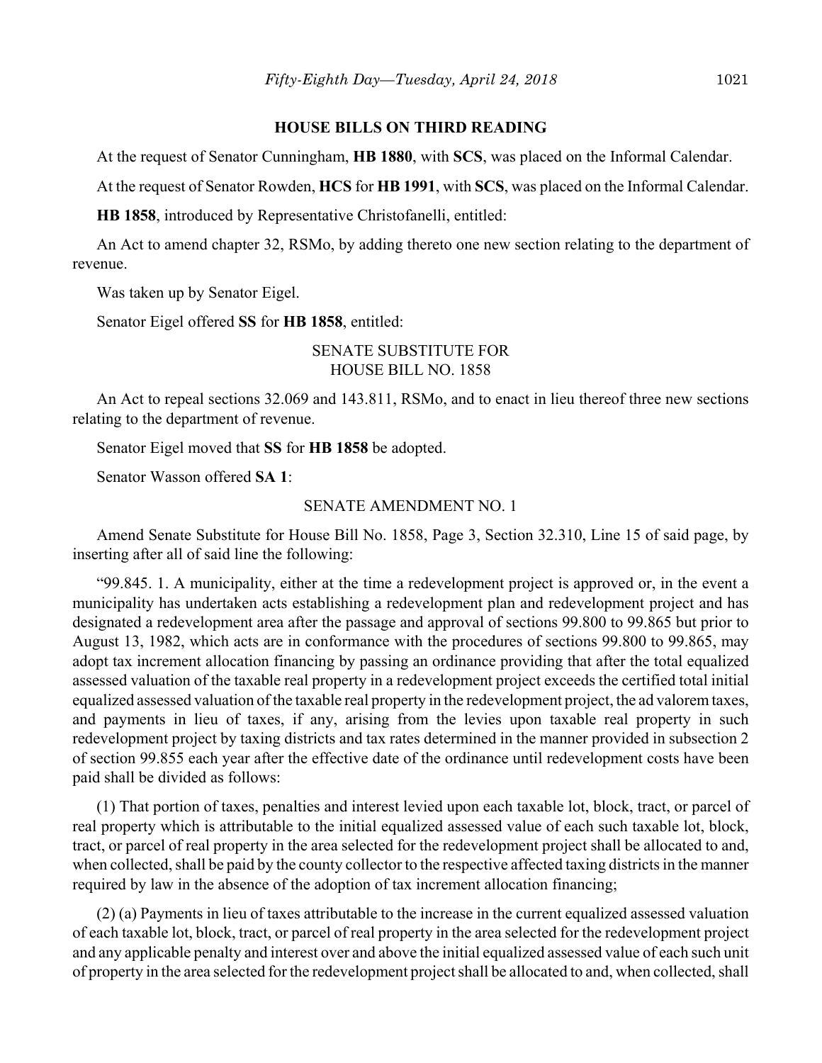## HOUSE BILLS ON THIRD READING

At the request of Senator Cunningham, **HB 1880**, with **SCS**, was placed on the Informal Calendar.

At the request of Senator Rowden, **HCS** for **HB 1991**, with **SCS**, was placed on the Informal Calendar.

**HB 1858**, introduced by Representative Christofanelli, entitled:

An Act to amend chapter 32, RSMo, by adding thereto one new section relating to the department of revenue.

Was taken up by Senator Eigel.

Senator Eigel offered **SS** for **HB 1858**, entitled:

SENATE SUBSTITUTE FOR
HOUSE BILL NO. 1858

An Act to repeal sections 32.069 and 143.811, RSMo, and to enact in lieu thereof three new sections relating to the department of revenue.

Senator Eigel moved that **SS** for **HB 1858** be adopted.

Senator Wasson offered **SA 1**:

SENATE AMENDMENT NO. 1

Amend Senate Substitute for House Bill No. 1858, Page 3, Section 32.310, Line 15 of said page, by inserting after all of said line the following:

"99.845. 1. A municipality, either at the time a redevelopment project is approved or, in the event a municipality has undertaken acts establishing a redevelopment plan and redevelopment project and has designated a redevelopment area after the passage and approval of sections 99.800 to 99.865 but prior to August 13, 1982, which acts are in conformance with the procedures of sections 99.800 to 99.865, may adopt tax increment allocation financing by passing an ordinance providing that after the total equalized assessed valuation of the taxable real property in a redevelopment project exceeds the certified total initial equalized assessed valuation of the taxable real property in the redevelopment project, the ad valorem taxes, and payments in lieu of taxes, if any, arising from the levies upon taxable real property in such redevelopment project by taxing districts and tax rates determined in the manner provided in subsection 2 of section 99.855 each year after the effective date of the ordinance until redevelopment costs have been paid shall be divided as follows:

(1) That portion of taxes, penalties and interest levied upon each taxable lot, block, tract, or parcel of real property which is attributable to the initial equalized assessed value of each such taxable lot, block, tract, or parcel of real property in the area selected for the redevelopment project shall be allocated to and, when collected, shall be paid by the county collector to the respective affected taxing districts in the manner required by law in the absence of the adoption of tax increment allocation financing;

(2) (a) Payments in lieu of taxes attributable to the increase in the current equalized assessed valuation of each taxable lot, block, tract, or parcel of real property in the area selected for the redevelopment project and any applicable penalty and interest over and above the initial equalized assessed value of each such unit of property in the area selected for the redevelopment project shall be allocated to and, when collected, shall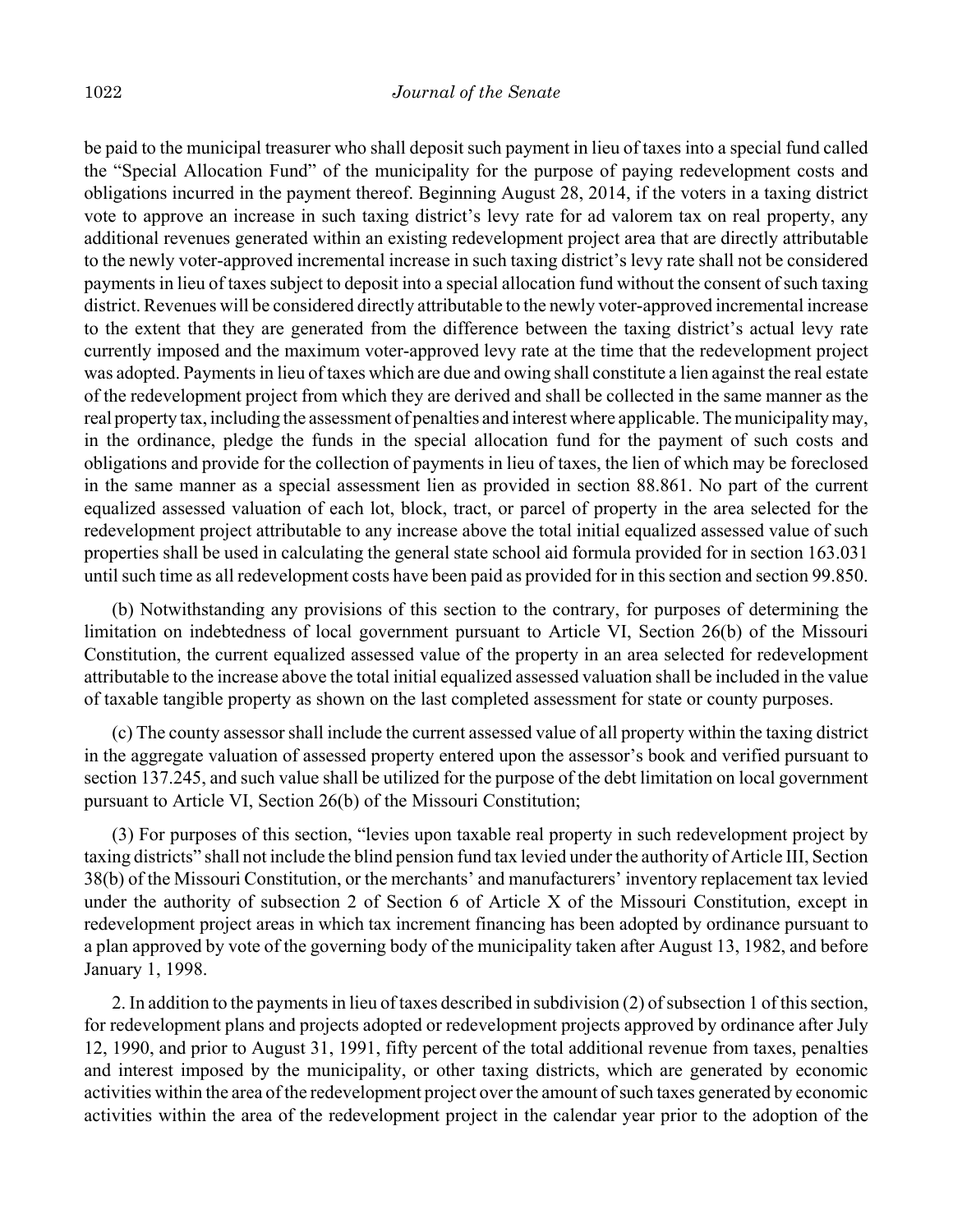be paid to the municipal treasurer who shall deposit such payment in lieu of taxes into a special fund called the "Special Allocation Fund" of the municipality for the purpose of paying redevelopment costs and obligations incurred in the payment thereof. Beginning August 28, 2014, if the voters in a taxing district vote to approve an increase in such taxing district's levy rate for ad valorem tax on real property, any additional revenues generated within an existing redevelopment project area that are directly attributable to the newly voter-approved incremental increase in such taxing district's levy rate shall not be considered payments in lieu of taxes subject to deposit into a special allocation fund without the consent of such taxing district. Revenues will be considered directly attributable to the newly voter-approved incremental increase to the extent that they are generated from the difference between the taxing district's actual levy rate currently imposed and the maximum voter-approved levy rate at the time that the redevelopment project was adopted. Payments in lieu of taxes which are due and owing shall constitute a lien against the real estate of the redevelopment project from which they are derived and shall be collected in the same manner as the real property tax, including the assessment of penalties and interest where applicable. The municipality may, in the ordinance, pledge the funds in the special allocation fund for the payment of such costs and obligations and provide for the collection of payments in lieu of taxes, the lien of which may be foreclosed in the same manner as a special assessment lien as provided in section 88.861. No part of the current equalized assessed valuation of each lot, block, tract, or parcel of property in the area selected for the redevelopment project attributable to any increase above the total initial equalized assessed value of such properties shall be used in calculating the general state school aid formula provided for in section 163.031 until such time as all redevelopment costs have been paid as provided for in this section and section 99.850.

(b) Notwithstanding any provisions of this section to the contrary, for purposes of determining the limitation on indebtedness of local government pursuant to Article VI, Section 26(b) of the Missouri Constitution, the current equalized assessed value of the property in an area selected for redevelopment attributable to the increase above the total initial equalized assessed valuation shall be included in the value of taxable tangible property as shown on the last completed assessment for state or county purposes.

(c) The county assessor shall include the current assessed value of all property within the taxing district in the aggregate valuation of assessed property entered upon the assessor's book and verified pursuant to section 137.245, and such value shall be utilized for the purpose of the debt limitation on local government pursuant to Article VI, Section 26(b) of the Missouri Constitution;

(3) For purposes of this section, "levies upon taxable real property in such redevelopment project by taxing districts" shall not include the blind pension fund tax levied under the authority of Article III, Section 38(b) of the Missouri Constitution, or the merchants' and manufacturers' inventory replacement tax levied under the authority of subsection 2 of Section 6 of Article X of the Missouri Constitution, except in redevelopment project areas in which tax increment financing has been adopted by ordinance pursuant to a plan approved by vote of the governing body of the municipality taken after August 13, 1982, and before January 1, 1998.

2. In addition to the payments in lieu of taxes described in subdivision (2) of subsection 1 of this section, for redevelopment plans and projects adopted or redevelopment projects approved by ordinance after July 12, 1990, and prior to August 31, 1991, fifty percent of the total additional revenue from taxes, penalties and interest imposed by the municipality, or other taxing districts, which are generated by economic activities within the area of the redevelopment project over the amount of such taxes generated by economic activities within the area of the redevelopment project in the calendar year prior to the adoption of the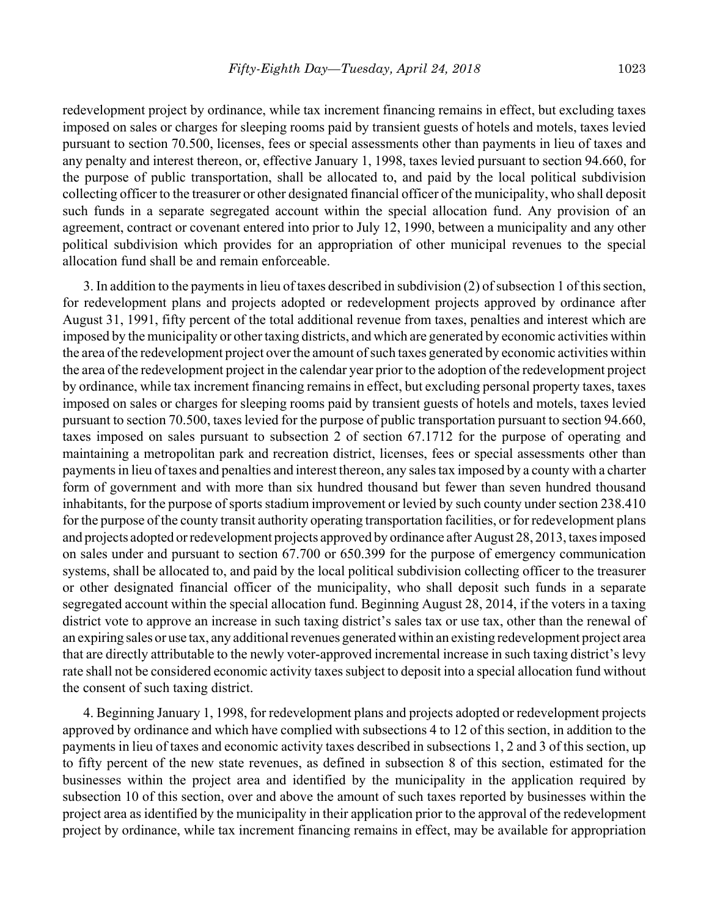redevelopment project by ordinance, while tax increment financing remains in effect, but excluding taxes imposed on sales or charges for sleeping rooms paid by transient guests of hotels and motels, taxes levied pursuant to section 70.500, licenses, fees or special assessments other than payments in lieu of taxes and any penalty and interest thereon, or, effective January 1, 1998, taxes levied pursuant to section 94.660, for the purpose of public transportation, shall be allocated to, and paid by the local political subdivision collecting officer to the treasurer or other designated financial officer of the municipality, who shall deposit such funds in a separate segregated account within the special allocation fund. Any provision of an agreement, contract or covenant entered into prior to July 12, 1990, between a municipality and any other political subdivision which provides for an appropriation of other municipal revenues to the special allocation fund shall be and remain enforceable.

3. In addition to the payments in lieu of taxes described in subdivision (2) of subsection 1 of this section, for redevelopment plans and projects adopted or redevelopment projects approved by ordinance after August 31, 1991, fifty percent of the total additional revenue from taxes, penalties and interest which are imposed by the municipality or other taxing districts, and which are generated by economic activities within the area of the redevelopment project over the amount of such taxes generated by economic activities within the area of the redevelopment project in the calendar year prior to the adoption of the redevelopment project by ordinance, while tax increment financing remains in effect, but excluding personal property taxes, taxes imposed on sales or charges for sleeping rooms paid by transient guests of hotels and motels, taxes levied pursuant to section 70.500, taxes levied for the purpose of public transportation pursuant to section 94.660, taxes imposed on sales pursuant to subsection 2 of section 67.1712 for the purpose of operating and maintaining a metropolitan park and recreation district, licenses, fees or special assessments other than payments in lieu of taxes and penalties and interest thereon, any sales tax imposed by a county with a charter form of government and with more than six hundred thousand but fewer than seven hundred thousand inhabitants, for the purpose of sports stadium improvement or levied by such county under section 238.410 for the purpose of the county transit authority operating transportation facilities, or for redevelopment plans and projects adopted or redevelopment projects approved by ordinance after August 28, 2013, taxes imposed on sales under and pursuant to section 67.700 or 650.399 for the purpose of emergency communication systems, shall be allocated to, and paid by the local political subdivision collecting officer to the treasurer or other designated financial officer of the municipality, who shall deposit such funds in a separate segregated account within the special allocation fund. Beginning August 28, 2014, if the voters in a taxing district vote to approve an increase in such taxing district's sales tax or use tax, other than the renewal of an expiring sales or use tax, any additional revenues generated within an existing redevelopment project area that are directly attributable to the newly voter-approved incremental increase in such taxing district's levy rate shall not be considered economic activity taxes subject to deposit into a special allocation fund without the consent of such taxing district.

4. Beginning January 1, 1998, for redevelopment plans and projects adopted or redevelopment projects approved by ordinance and which have complied with subsections 4 to 12 of this section, in addition to the payments in lieu of taxes and economic activity taxes described in subsections 1, 2 and 3 of this section, up to fifty percent of the new state revenues, as defined in subsection 8 of this section, estimated for the businesses within the project area and identified by the municipality in the application required by subsection 10 of this section, over and above the amount of such taxes reported by businesses within the project area as identified by the municipality in their application prior to the approval of the redevelopment project by ordinance, while tax increment financing remains in effect, may be available for appropriation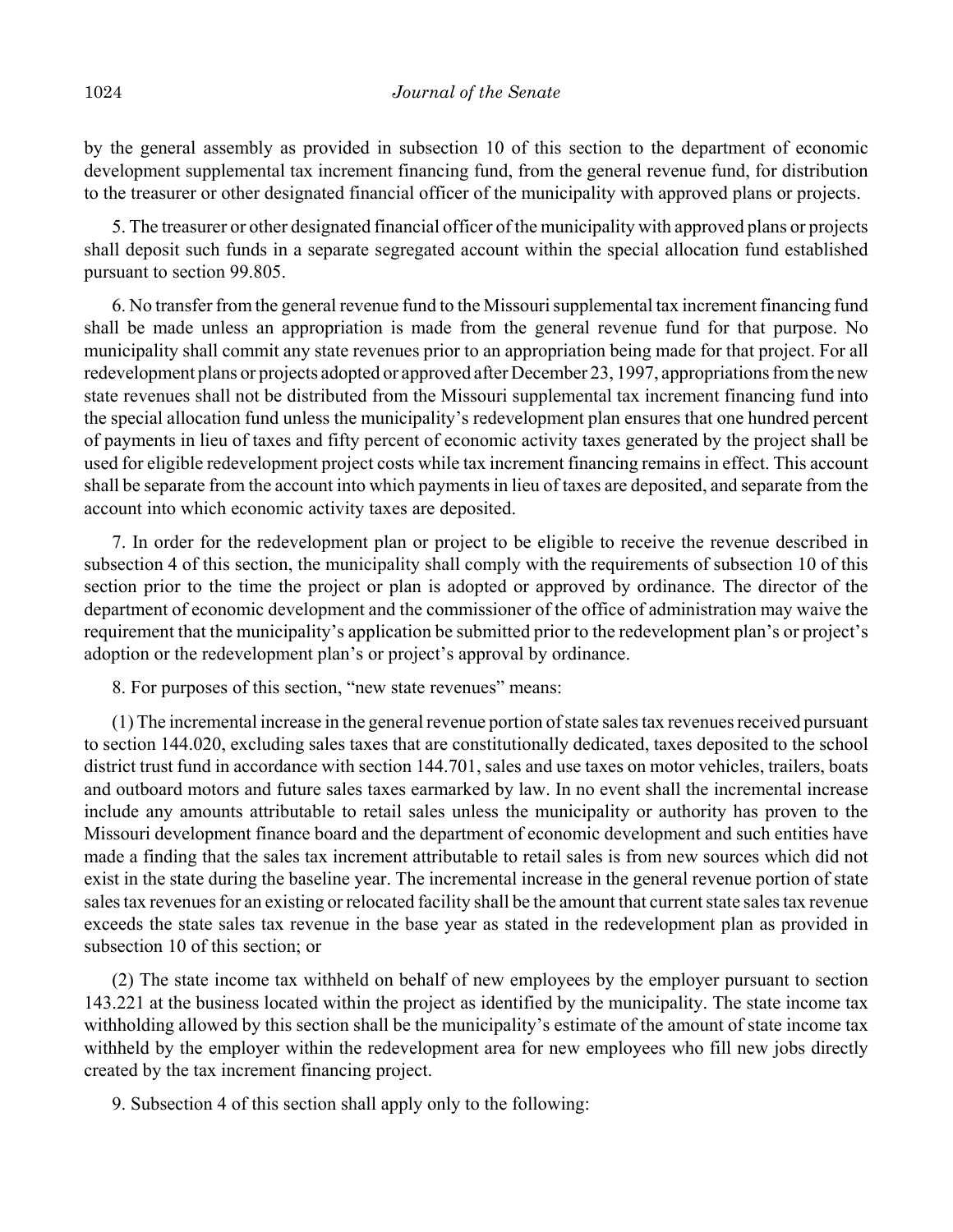by the general assembly as provided in subsection 10 of this section to the department of economic development supplemental tax increment financing fund, from the general revenue fund, for distribution to the treasurer or other designated financial officer of the municipality with approved plans or projects.

5. The treasurer or other designated financial officer of the municipality with approved plans or projects shall deposit such funds in a separate segregated account within the special allocation fund established pursuant to section 99.805.

6. No transfer from the general revenue fund to the Missouri supplemental tax increment financing fund shall be made unless an appropriation is made from the general revenue fund for that purpose. No municipality shall commit any state revenues prior to an appropriation being made for that project. For all redevelopment plans or projects adopted or approved after December 23, 1997, appropriations from the new state revenues shall not be distributed from the Missouri supplemental tax increment financing fund into the special allocation fund unless the municipality's redevelopment plan ensures that one hundred percent of payments in lieu of taxes and fifty percent of economic activity taxes generated by the project shall be used for eligible redevelopment project costs while tax increment financing remains in effect. This account shall be separate from the account into which payments in lieu of taxes are deposited, and separate from the account into which economic activity taxes are deposited.

7. In order for the redevelopment plan or project to be eligible to receive the revenue described in subsection 4 of this section, the municipality shall comply with the requirements of subsection 10 of this section prior to the time the project or plan is adopted or approved by ordinance. The director of the department of economic development and the commissioner of the office of administration may waive the requirement that the municipality's application be submitted prior to the redevelopment plan's or project's adoption or the redevelopment plan's or project's approval by ordinance.

8. For purposes of this section, "new state revenues" means:

(1) The incremental increase in the general revenue portion of state sales tax revenues received pursuant to section 144.020, excluding sales taxes that are constitutionally dedicated, taxes deposited to the school district trust fund in accordance with section 144.701, sales and use taxes on motor vehicles, trailers, boats and outboard motors and future sales taxes earmarked by law. In no event shall the incremental increase include any amounts attributable to retail sales unless the municipality or authority has proven to the Missouri development finance board and the department of economic development and such entities have made a finding that the sales tax increment attributable to retail sales is from new sources which did not exist in the state during the baseline year. The incremental increase in the general revenue portion of state sales tax revenues for an existing or relocated facility shall be the amount that current state sales tax revenue exceeds the state sales tax revenue in the base year as stated in the redevelopment plan as provided in subsection 10 of this section; or

(2) The state income tax withheld on behalf of new employees by the employer pursuant to section 143.221 at the business located within the project as identified by the municipality. The state income tax withholding allowed by this section shall be the municipality's estimate of the amount of state income tax withheld by the employer within the redevelopment area for new employees who fill new jobs directly created by the tax increment financing project.

9. Subsection 4 of this section shall apply only to the following: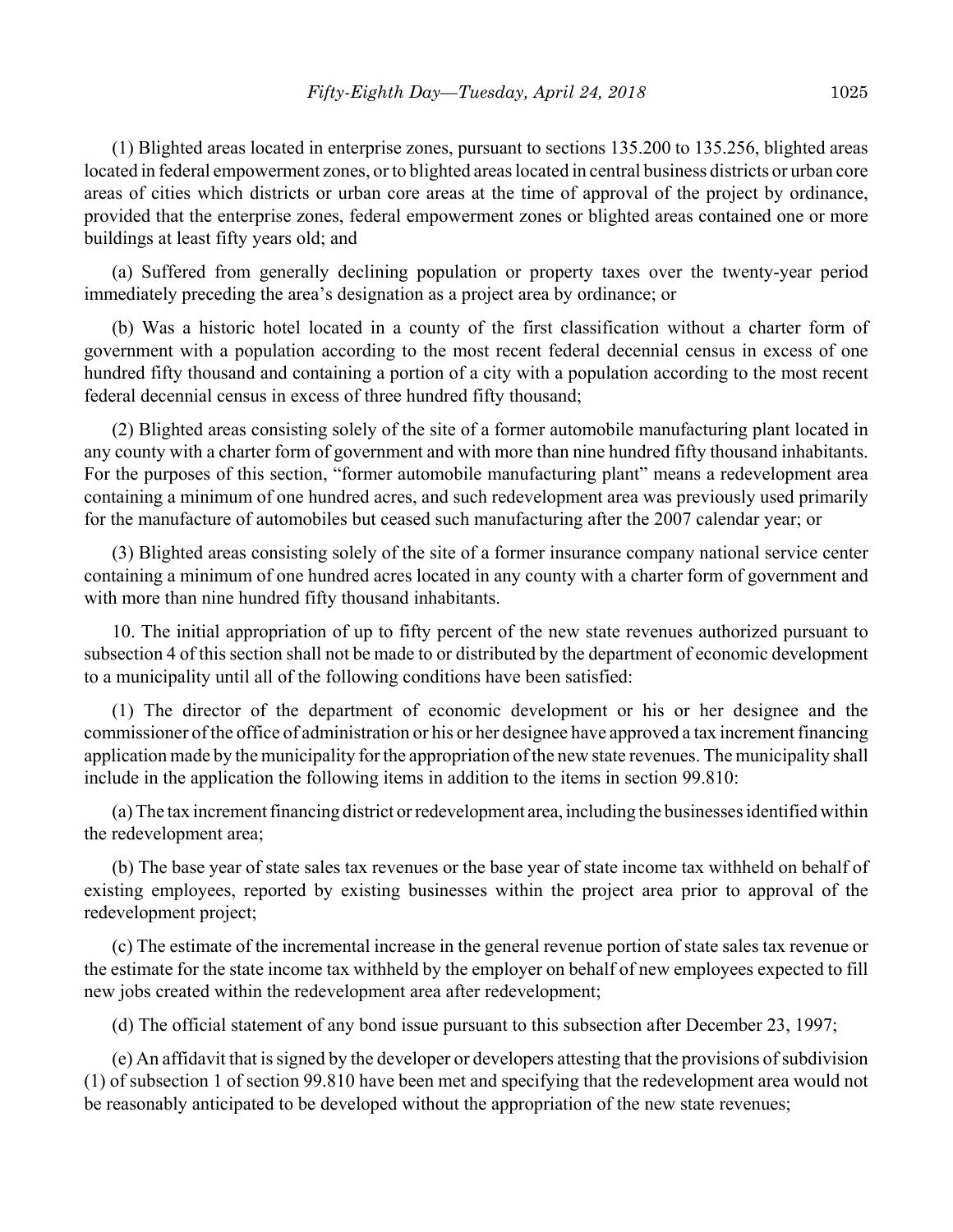(1) Blighted areas located in enterprise zones, pursuant to sections 135.200 to 135.256, blighted areas located in federal empowerment zones, or to blighted areas located in central business districts or urban core areas of cities which districts or urban core areas at the time of approval of the project by ordinance, provided that the enterprise zones, federal empowerment zones or blighted areas contained one or more buildings at least fifty years old; and

(a) Suffered from generally declining population or property taxes over the twenty-year period immediately preceding the area's designation as a project area by ordinance; or

(b) Was a historic hotel located in a county of the first classification without a charter form of government with a population according to the most recent federal decennial census in excess of one hundred fifty thousand and containing a portion of a city with a population according to the most recent federal decennial census in excess of three hundred fifty thousand;

(2) Blighted areas consisting solely of the site of a former automobile manufacturing plant located in any county with a charter form of government and with more than nine hundred fifty thousand inhabitants. For the purposes of this section, "former automobile manufacturing plant" means a redevelopment area containing a minimum of one hundred acres, and such redevelopment area was previously used primarily for the manufacture of automobiles but ceased such manufacturing after the 2007 calendar year; or

(3) Blighted areas consisting solely of the site of a former insurance company national service center containing a minimum of one hundred acres located in any county with a charter form of government and with more than nine hundred fifty thousand inhabitants.

10. The initial appropriation of up to fifty percent of the new state revenues authorized pursuant to subsection 4 of this section shall not be made to or distributed by the department of economic development to a municipality until all of the following conditions have been satisfied:

(1) The director of the department of economic development or his or her designee and the commissioner of the office of administration or his or her designee have approved a tax increment financing application made by the municipality for the appropriation of the new state revenues. The municipality shall include in the application the following items in addition to the items in section 99.810:

(a) The tax increment financing district or redevelopment area, including the businesses identified within the redevelopment area;

(b) The base year of state sales tax revenues or the base year of state income tax withheld on behalf of existing employees, reported by existing businesses within the project area prior to approval of the redevelopment project;

(c) The estimate of the incremental increase in the general revenue portion of state sales tax revenue or the estimate for the state income tax withheld by the employer on behalf of new employees expected to fill new jobs created within the redevelopment area after redevelopment;

(d) The official statement of any bond issue pursuant to this subsection after December 23, 1997;

(e) An affidavit that is signed by the developer or developers attesting that the provisions of subdivision (1) of subsection 1 of section 99.810 have been met and specifying that the redevelopment area would not be reasonably anticipated to be developed without the appropriation of the new state revenues;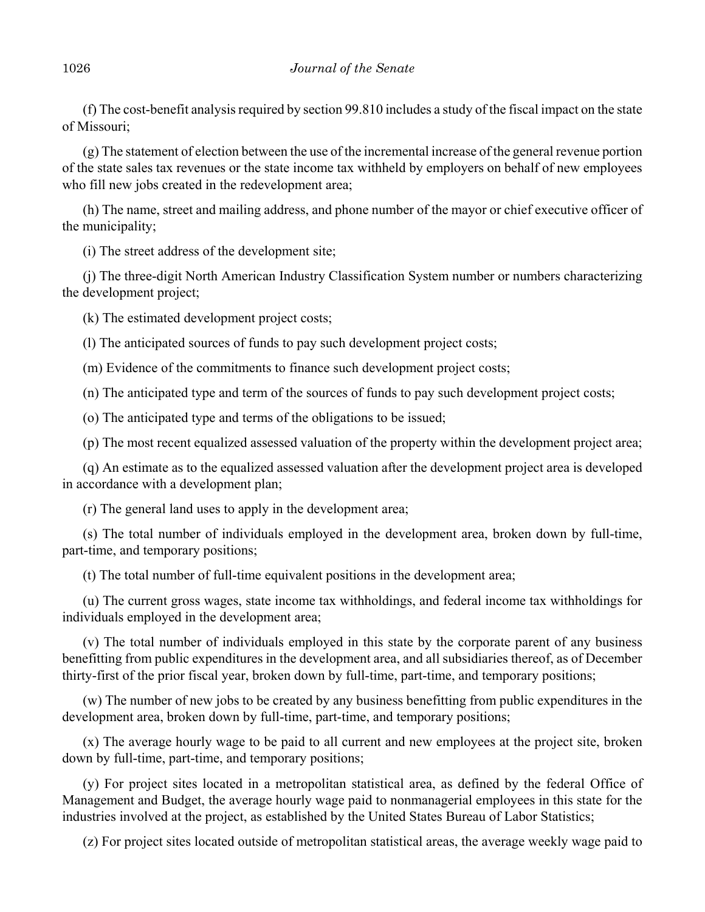(f) The cost-benefit analysis required by section 99.810 includes a study of the fiscal impact on the state of Missouri;

(g) The statement of election between the use of the incremental increase of the general revenue portion of the state sales tax revenues or the state income tax withheld by employers on behalf of new employees who fill new jobs created in the redevelopment area;

(h) The name, street and mailing address, and phone number of the mayor or chief executive officer of the municipality;

(i) The street address of the development site;

(j) The three-digit North American Industry Classification System number or numbers characterizing the development project;

(k) The estimated development project costs;

(l) The anticipated sources of funds to pay such development project costs;

(m) Evidence of the commitments to finance such development project costs;

(n) The anticipated type and term of the sources of funds to pay such development project costs;

(o) The anticipated type and terms of the obligations to be issued;

(p) The most recent equalized assessed valuation of the property within the development project area;

(q) An estimate as to the equalized assessed valuation after the development project area is developed in accordance with a development plan;

(r) The general land uses to apply in the development area;

(s) The total number of individuals employed in the development area, broken down by full-time, part-time, and temporary positions;

(t) The total number of full-time equivalent positions in the development area;

(u) The current gross wages, state income tax withholdings, and federal income tax withholdings for individuals employed in the development area;

(v) The total number of individuals employed in this state by the corporate parent of any business benefitting from public expenditures in the development area, and all subsidiaries thereof, as of December thirty-first of the prior fiscal year, broken down by full-time, part-time, and temporary positions;

(w) The number of new jobs to be created by any business benefitting from public expenditures in the development area, broken down by full-time, part-time, and temporary positions;

(x) The average hourly wage to be paid to all current and new employees at the project site, broken down by full-time, part-time, and temporary positions;

(y) For project sites located in a metropolitan statistical area, as defined by the federal Office of Management and Budget, the average hourly wage paid to nonmanagerial employees in this state for the industries involved at the project, as established by the United States Bureau of Labor Statistics;

(z) For project sites located outside of metropolitan statistical areas, the average weekly wage paid to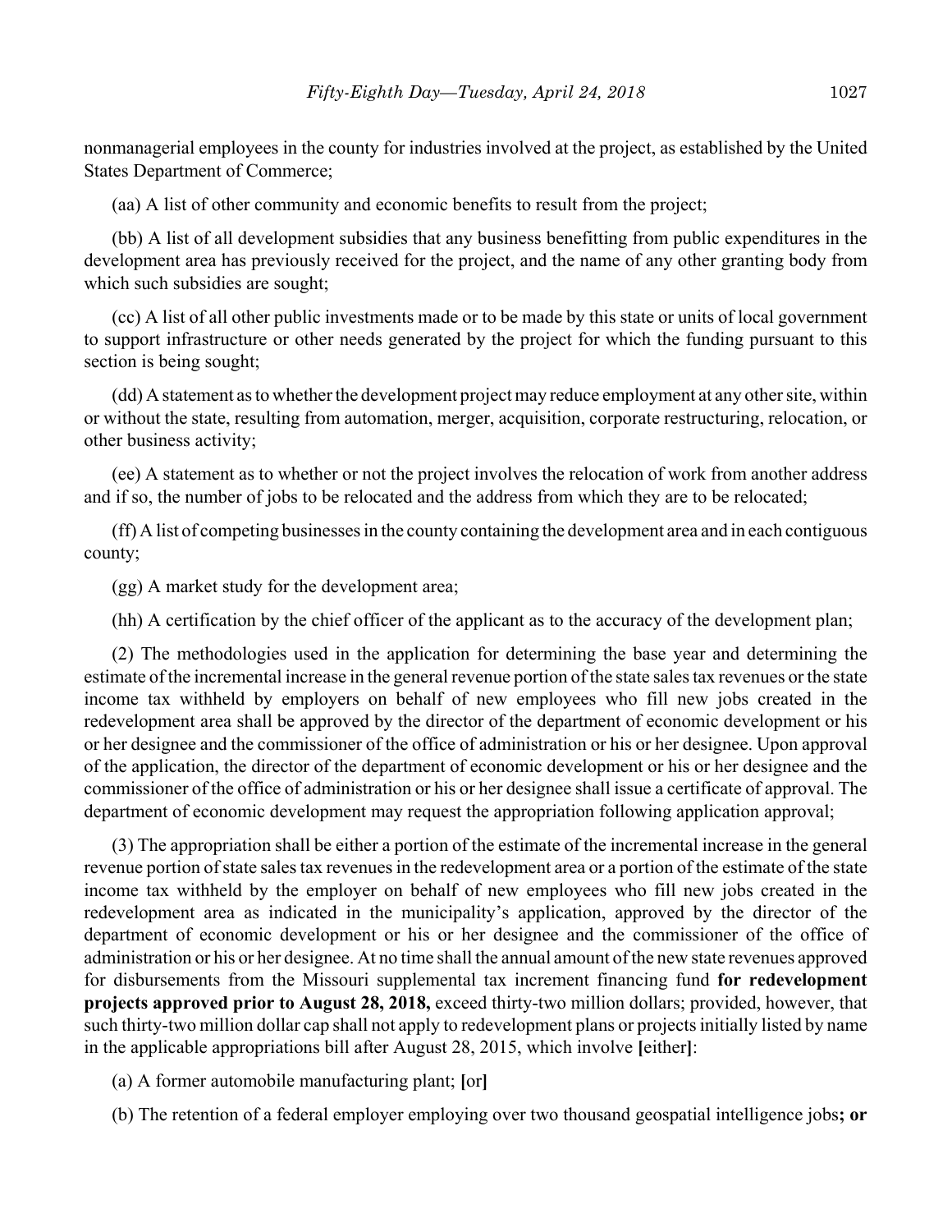nonmanagerial employees in the county for industries involved at the project, as established by the United States Department of Commerce;

(aa) A list of other community and economic benefits to result from the project;

(bb) A list of all development subsidies that any business benefitting from public expenditures in the development area has previously received for the project, and the name of any other granting body from which such subsidies are sought;

(cc) A list of all other public investments made or to be made by this state or units of local government to support infrastructure or other needs generated by the project for which the funding pursuant to this section is being sought;

(dd) A statement as to whether the development project may reduce employment at any other site, within or without the state, resulting from automation, merger, acquisition, corporate restructuring, relocation, or other business activity;

(ee) A statement as to whether or not the project involves the relocation of work from another address and if so, the number of jobs to be relocated and the address from which they are to be relocated;

(ff) A list of competing businesses in the county containing the development area and in each contiguous county;

(gg) A market study for the development area;

(hh) A certification by the chief officer of the applicant as to the accuracy of the development plan;

(2) The methodologies used in the application for determining the base year and determining the estimate of the incremental increase in the general revenue portion of the state sales tax revenues or the state income tax withheld by employers on behalf of new employees who fill new jobs created in the redevelopment area shall be approved by the director of the department of economic development or his or her designee and the commissioner of the office of administration or his or her designee. Upon approval of the application, the director of the department of economic development or his or her designee and the commissioner of the office of administration or his or her designee shall issue a certificate of approval. The department of economic development may request the appropriation following application approval;

(3) The appropriation shall be either a portion of the estimate of the incremental increase in the general revenue portion of state sales tax revenues in the redevelopment area or a portion of the estimate of the state income tax withheld by the employer on behalf of new employees who fill new jobs created in the redevelopment area as indicated in the municipality's application, approved by the director of the department of economic development or his or her designee and the commissioner of the office of administration or his or her designee. At no time shall the annual amount of the new state revenues approved for disbursements from the Missouri supplemental tax increment financing fund **for redevelopment projects approved prior to August 28, 2018,** exceed thirty-two million dollars; provided, however, that such thirty-two million dollar cap shall not apply to redevelopment plans or projects initially listed by name in the applicable appropriations bill after August 28, 2015, which involve **[**either**]**:

(a) A former automobile manufacturing plant; **[**or**]**

(b) The retention of a federal employer employing over two thousand geospatial intelligence jobs**; or**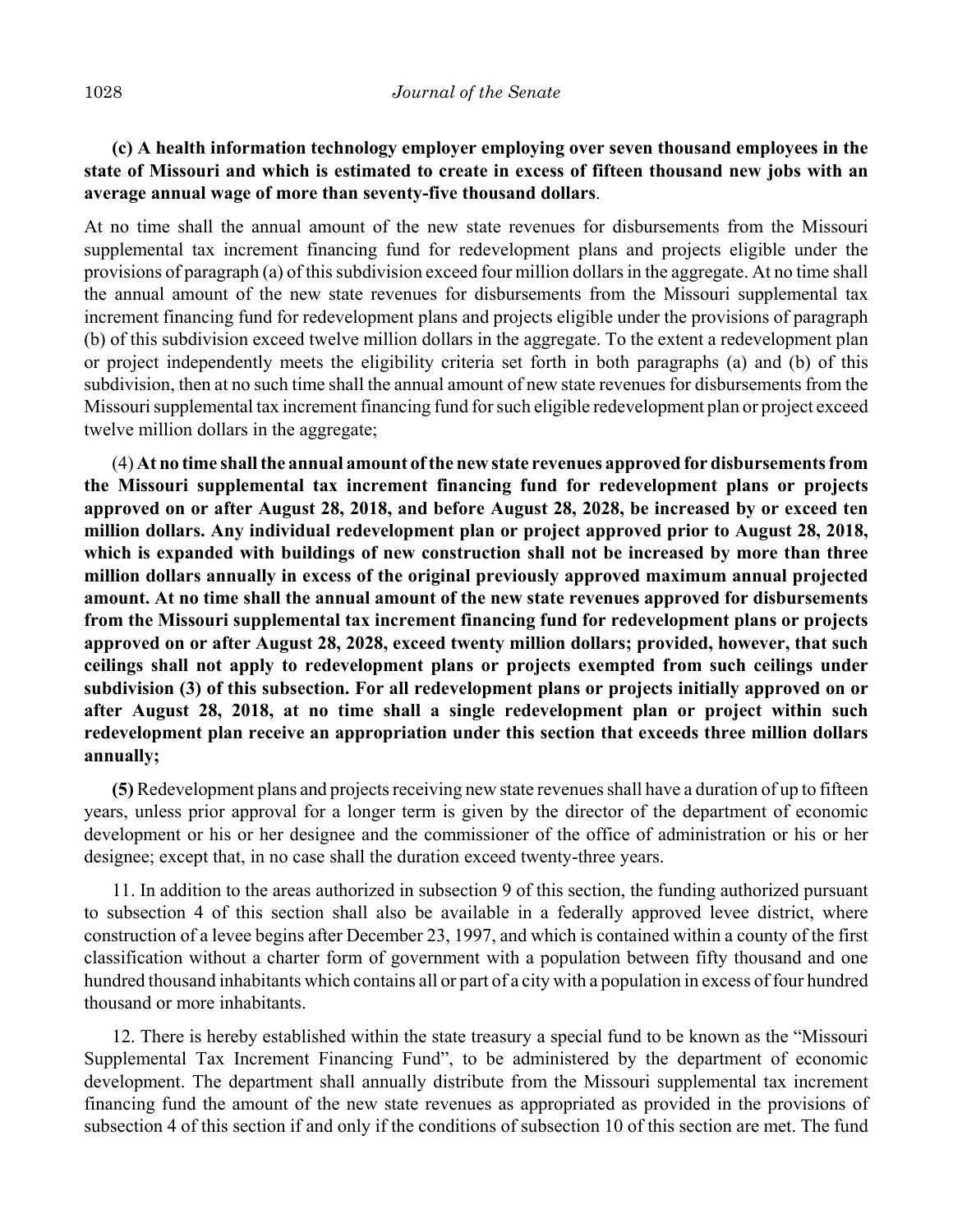**(c) A health information technology employer employing over seven thousand employees in the state of Missouri and which is estimated to create in excess of fifteen thousand new jobs with an average annual wage of more than seventy-five thousand dollars**.

At no time shall the annual amount of the new state revenues for disbursements from the Missouri supplemental tax increment financing fund for redevelopment plans and projects eligible under the provisions of paragraph (a) of this subdivision exceed four million dollars in the aggregate. At no time shall the annual amount of the new state revenues for disbursements from the Missouri supplemental tax increment financing fund for redevelopment plans and projects eligible under the provisions of paragraph (b) of this subdivision exceed twelve million dollars in the aggregate. To the extent a redevelopment plan or project independently meets the eligibility criteria set forth in both paragraphs (a) and (b) of this subdivision, then at no such time shall the annual amount of new state revenues for disbursements from the Missouri supplemental tax increment financing fund for such eligible redevelopment plan or project exceed twelve million dollars in the aggregate;

(4) **At no time shall the annual amount of the new state revenues approved for disbursements from the Missouri supplemental tax increment financing fund for redevelopment plans or projects approved on or after August 28, 2018, and before August 28, 2028, be increased by or exceed ten million dollars. Any individual redevelopment plan or project approved prior to August 28, 2018, which is expanded with buildings of new construction shall not be increased by more than three million dollars annually in excess of the original previously approved maximum annual projected amount. At no time shall the annual amount of the new state revenues approved for disbursements from the Missouri supplemental tax increment financing fund for redevelopment plans or projects approved on or after August 28, 2028, exceed twenty million dollars; provided, however, that such ceilings shall not apply to redevelopment plans or projects exempted from such ceilings under subdivision (3) of this subsection. For all redevelopment plans or projects initially approved on or after August 28, 2018, at no time shall a single redevelopment plan or project within such redevelopment plan receive an appropriation under this section that exceeds three million dollars annually;**

**(5)** Redevelopment plans and projects receiving new state revenues shall have a duration of up to fifteen years, unless prior approval for a longer term is given by the director of the department of economic development or his or her designee and the commissioner of the office of administration or his or her designee; except that, in no case shall the duration exceed twenty-three years.

11. In addition to the areas authorized in subsection 9 of this section, the funding authorized pursuant to subsection 4 of this section shall also be available in a federally approved levee district, where construction of a levee begins after December 23, 1997, and which is contained within a county of the first classification without a charter form of government with a population between fifty thousand and one hundred thousand inhabitants which contains all or part of a city with a population in excess of four hundred thousand or more inhabitants.

12. There is hereby established within the state treasury a special fund to be known as the "Missouri Supplemental Tax Increment Financing Fund", to be administered by the department of economic development. The department shall annually distribute from the Missouri supplemental tax increment financing fund the amount of the new state revenues as appropriated as provided in the provisions of subsection 4 of this section if and only if the conditions of subsection 10 of this section are met. The fund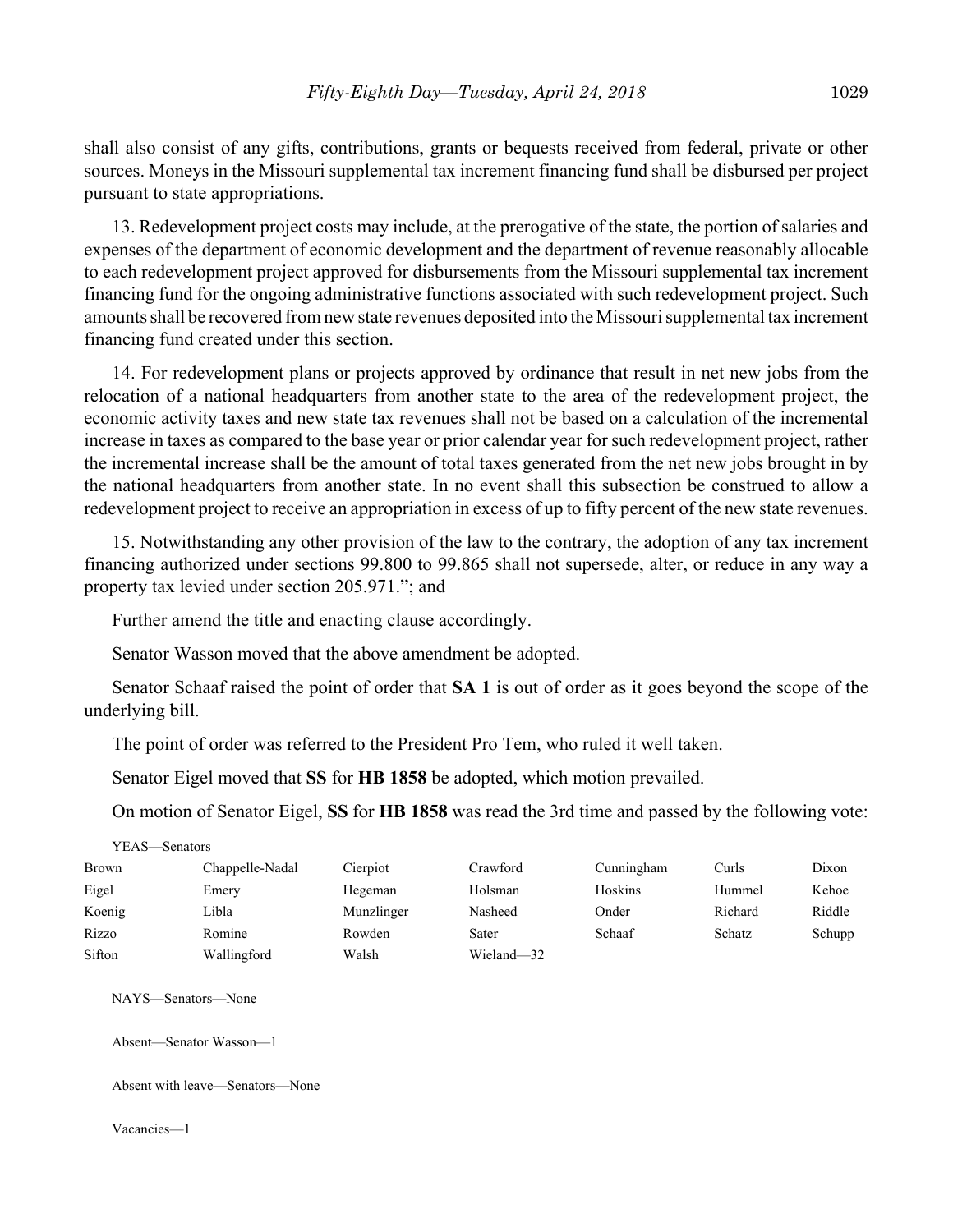shall also consist of any gifts, contributions, grants or bequests received from federal, private or other sources. Moneys in the Missouri supplemental tax increment financing fund shall be disbursed per project pursuant to state appropriations.

13. Redevelopment project costs may include, at the prerogative of the state, the portion of salaries and expenses of the department of economic development and the department of revenue reasonably allocable to each redevelopment project approved for disbursements from the Missouri supplemental tax increment financing fund for the ongoing administrative functions associated with such redevelopment project. Such amounts shall be recovered from new state revenues deposited into the Missouri supplemental tax increment financing fund created under this section.

14. For redevelopment plans or projects approved by ordinance that result in net new jobs from the relocation of a national headquarters from another state to the area of the redevelopment project, the economic activity taxes and new state tax revenues shall not be based on a calculation of the incremental increase in taxes as compared to the base year or prior calendar year for such redevelopment project, rather the incremental increase shall be the amount of total taxes generated from the net new jobs brought in by the national headquarters from another state. In no event shall this subsection be construed to allow a redevelopment project to receive an appropriation in excess of up to fifty percent of the new state revenues.

15. Notwithstanding any other provision of the law to the contrary, the adoption of any tax increment financing authorized under sections 99.800 to 99.865 shall not supersede, alter, or reduce in any way a property tax levied under section 205.971."; and

Further amend the title and enacting clause accordingly.

Senator Wasson moved that the above amendment be adopted.

Senator Schaaf raised the point of order that **SA 1** is out of order as it goes beyond the scope of the underlying bill.

The point of order was referred to the President Pro Tem, who ruled it well taken.

Senator Eigel moved that **SS** for **HB 1858** be adopted, which motion prevailed.

On motion of Senator Eigel, **SS** for **HB 1858** was read the 3rd time and passed by the following vote:

YEAS—Senators

| | | | | | | |
|---|---|---|---|---|---|---|
| Brown | Chappelle-Nadal | Cierpiot | Crawford | Cunningham | Curls | Dixon |
| Eigel | Emery | Hegeman | Holsman | Hoskins | Hummel | Kehoe |
| Koenig | Libla | Munzlinger | Nasheed | Onder | Richard | Riddle |
| Rizzo | Romine | Rowden | Sater | Schaaf | Schatz | Schupp |
| Sifton | Wallingford | Walsh | Wieland—32 | | | |

NAYS—Senators—None

Absent—Senator Wasson—1

Absent with leave—Senators—None

Vacancies—1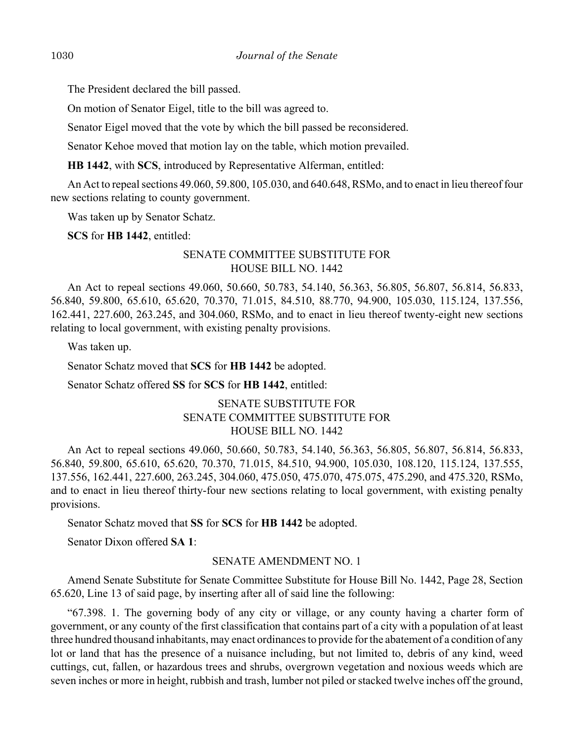The President declared the bill passed.

On motion of Senator Eigel, title to the bill was agreed to.

Senator Eigel moved that the vote by which the bill passed be reconsidered.

Senator Kehoe moved that motion lay on the table, which motion prevailed.

**HB 1442**, with **SCS**, introduced by Representative Alferman, entitled:

An Act to repeal sections 49.060, 59.800, 105.030, and 640.648, RSMo, and to enact in lieu thereof four new sections relating to county government.

Was taken up by Senator Schatz.

**SCS** for **HB 1442**, entitled:

SENATE COMMITTEE SUBSTITUTE FOR
HOUSE BILL NO. 1442

An Act to repeal sections 49.060, 50.660, 50.783, 54.140, 56.363, 56.805, 56.807, 56.814, 56.833, 56.840, 59.800, 65.610, 65.620, 70.370, 71.015, 84.510, 88.770, 94.900, 105.030, 115.124, 137.556, 162.441, 227.600, 263.245, and 304.060, RSMo, and to enact in lieu thereof twenty-eight new sections relating to local government, with existing penalty provisions.

Was taken up.

Senator Schatz moved that **SCS** for **HB 1442** be adopted.

Senator Schatz offered **SS** for **SCS** for **HB 1442**, entitled:

SENATE SUBSTITUTE FOR
SENATE COMMITTEE SUBSTITUTE FOR
HOUSE BILL NO. 1442

An Act to repeal sections 49.060, 50.660, 50.783, 54.140, 56.363, 56.805, 56.807, 56.814, 56.833, 56.840, 59.800, 65.610, 65.620, 70.370, 71.015, 84.510, 94.900, 105.030, 108.120, 115.124, 137.555, 137.556, 162.441, 227.600, 263.245, 304.060, 475.050, 475.070, 475.075, 475.290, and 475.320, RSMo, and to enact in lieu thereof thirty-four new sections relating to local government, with existing penalty provisions.

Senator Schatz moved that **SS** for **SCS** for **HB 1442** be adopted.

Senator Dixon offered **SA 1**:

SENATE AMENDMENT NO. 1

Amend Senate Substitute for Senate Committee Substitute for House Bill No. 1442, Page 28, Section 65.620, Line 13 of said page, by inserting after all of said line the following:

"67.398. 1. The governing body of any city or village, or any county having a charter form of government, or any county of the first classification that contains part of a city with a population of at least three hundred thousand inhabitants, may enact ordinances to provide for the abatement of a condition of any lot or land that has the presence of a nuisance including, but not limited to, debris of any kind, weed cuttings, cut, fallen, or hazardous trees and shrubs, overgrown vegetation and noxious weeds which are seven inches or more in height, rubbish and trash, lumber not piled or stacked twelve inches off the ground,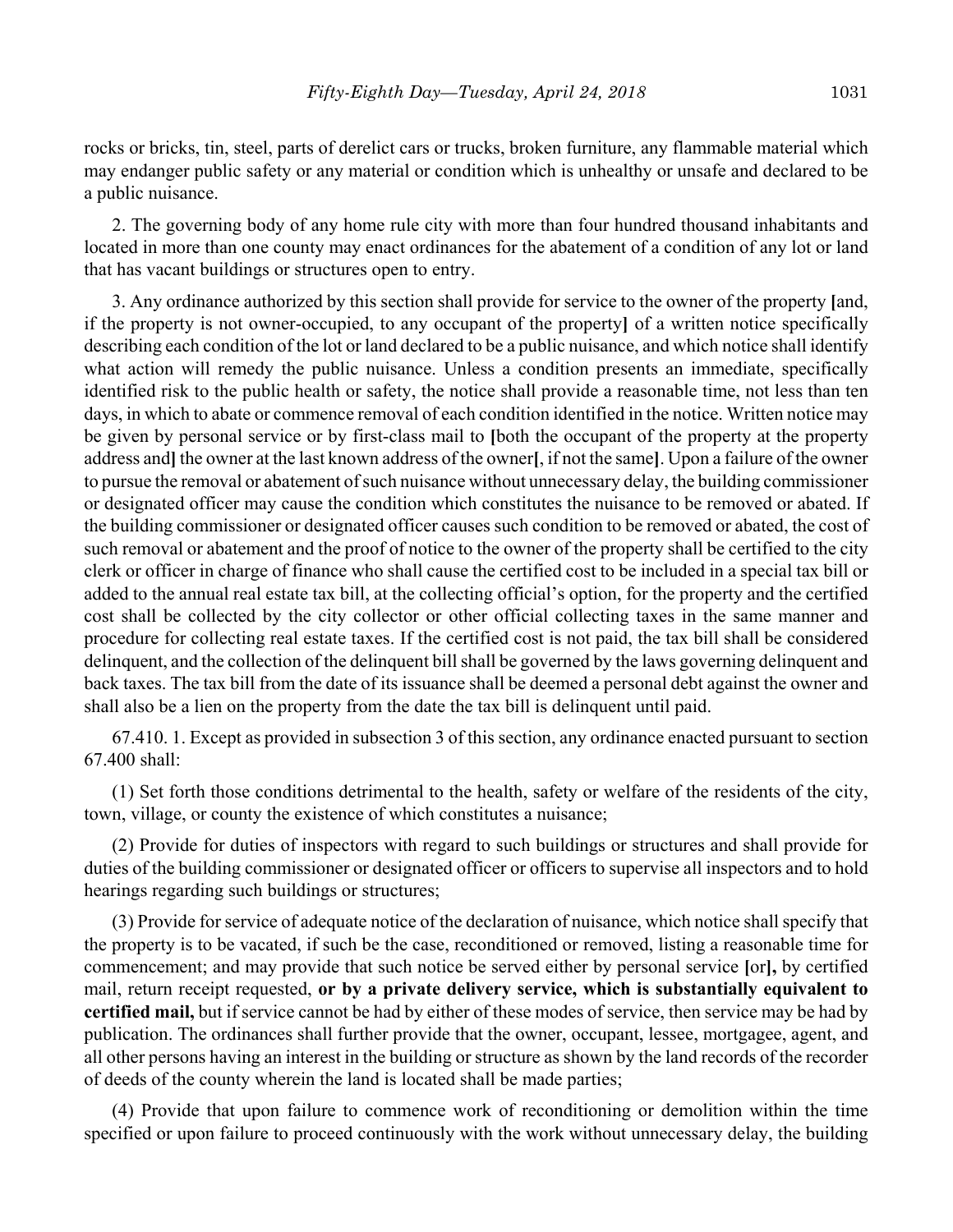rocks or bricks, tin, steel, parts of derelict cars or trucks, broken furniture, any flammable material which may endanger public safety or any material or condition which is unhealthy or unsafe and declared to be a public nuisance.

2. The governing body of any home rule city with more than four hundred thousand inhabitants and located in more than one county may enact ordinances for the abatement of a condition of any lot or land that has vacant buildings or structures open to entry.

3. Any ordinance authorized by this section shall provide for service to the owner of the property **[**and, if the property is not owner-occupied, to any occupant of the property**]** of a written notice specifically describing each condition of the lot or land declared to be a public nuisance, and which notice shall identify what action will remedy the public nuisance. Unless a condition presents an immediate, specifically identified risk to the public health or safety, the notice shall provide a reasonable time, not less than ten days, in which to abate or commence removal of each condition identified in the notice. Written notice may be given by personal service or by first-class mail to **[**both the occupant of the property at the property address and**]** the owner at the last known address of the owner**[**, if not the same**]**. Upon a failure of the owner to pursue the removal or abatement of such nuisance without unnecessary delay, the building commissioner or designated officer may cause the condition which constitutes the nuisance to be removed or abated. If the building commissioner or designated officer causes such condition to be removed or abated, the cost of such removal or abatement and the proof of notice to the owner of the property shall be certified to the city clerk or officer in charge of finance who shall cause the certified cost to be included in a special tax bill or added to the annual real estate tax bill, at the collecting official's option, for the property and the certified cost shall be collected by the city collector or other official collecting taxes in the same manner and procedure for collecting real estate taxes. If the certified cost is not paid, the tax bill shall be considered delinquent, and the collection of the delinquent bill shall be governed by the laws governing delinquent and back taxes. The tax bill from the date of its issuance shall be deemed a personal debt against the owner and shall also be a lien on the property from the date the tax bill is delinquent until paid.

67.410. 1. Except as provided in subsection 3 of this section, any ordinance enacted pursuant to section 67.400 shall:

(1) Set forth those conditions detrimental to the health, safety or welfare of the residents of the city, town, village, or county the existence of which constitutes a nuisance;

(2) Provide for duties of inspectors with regard to such buildings or structures and shall provide for duties of the building commissioner or designated officer or officers to supervise all inspectors and to hold hearings regarding such buildings or structures;

(3) Provide for service of adequate notice of the declaration of nuisance, which notice shall specify that the property is to be vacated, if such be the case, reconditioned or removed, listing a reasonable time for commencement; and may provide that such notice be served either by personal service **[**or**]**, by certified mail, return receipt requested, **or by a private delivery service, which is substantially equivalent to certified mail,** but if service cannot be had by either of these modes of service, then service may be had by publication. The ordinances shall further provide that the owner, occupant, lessee, mortgagee, agent, and all other persons having an interest in the building or structure as shown by the land records of the recorder of deeds of the county wherein the land is located shall be made parties;

(4) Provide that upon failure to commence work of reconditioning or demolition within the time specified or upon failure to proceed continuously with the work without unnecessary delay, the building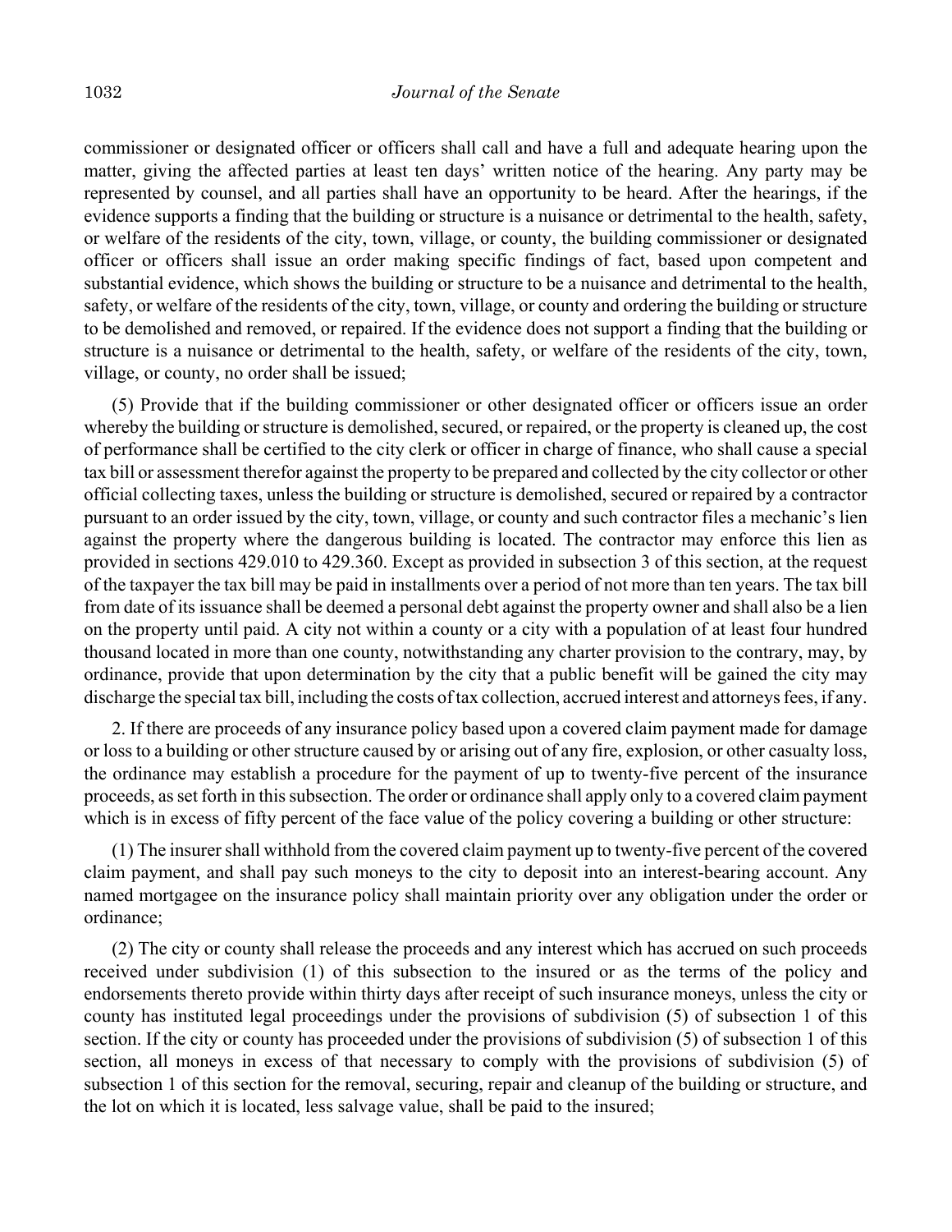commissioner or designated officer or officers shall call and have a full and adequate hearing upon the matter, giving the affected parties at least ten days' written notice of the hearing. Any party may be represented by counsel, and all parties shall have an opportunity to be heard. After the hearings, if the evidence supports a finding that the building or structure is a nuisance or detrimental to the health, safety, or welfare of the residents of the city, town, village, or county, the building commissioner or designated officer or officers shall issue an order making specific findings of fact, based upon competent and substantial evidence, which shows the building or structure to be a nuisance and detrimental to the health, safety, or welfare of the residents of the city, town, village, or county and ordering the building or structure to be demolished and removed, or repaired. If the evidence does not support a finding that the building or structure is a nuisance or detrimental to the health, safety, or welfare of the residents of the city, town, village, or county, no order shall be issued;

(5) Provide that if the building commissioner or other designated officer or officers issue an order whereby the building or structure is demolished, secured, or repaired, or the property is cleaned up, the cost of performance shall be certified to the city clerk or officer in charge of finance, who shall cause a special tax bill or assessment therefor against the property to be prepared and collected by the city collector or other official collecting taxes, unless the building or structure is demolished, secured or repaired by a contractor pursuant to an order issued by the city, town, village, or county and such contractor files a mechanic's lien against the property where the dangerous building is located. The contractor may enforce this lien as provided in sections 429.010 to 429.360. Except as provided in subsection 3 of this section, at the request of the taxpayer the tax bill may be paid in installments over a period of not more than ten years. The tax bill from date of its issuance shall be deemed a personal debt against the property owner and shall also be a lien on the property until paid. A city not within a county or a city with a population of at least four hundred thousand located in more than one county, notwithstanding any charter provision to the contrary, may, by ordinance, provide that upon determination by the city that a public benefit will be gained the city may discharge the special tax bill, including the costs of tax collection, accrued interest and attorneys fees, if any.

2. If there are proceeds of any insurance policy based upon a covered claim payment made for damage or loss to a building or other structure caused by or arising out of any fire, explosion, or other casualty loss, the ordinance may establish a procedure for the payment of up to twenty-five percent of the insurance proceeds, as set forth in this subsection. The order or ordinance shall apply only to a covered claim payment which is in excess of fifty percent of the face value of the policy covering a building or other structure:

(1) The insurer shall withhold from the covered claim payment up to twenty-five percent of the covered claim payment, and shall pay such moneys to the city to deposit into an interest-bearing account. Any named mortgagee on the insurance policy shall maintain priority over any obligation under the order or ordinance;

(2) The city or county shall release the proceeds and any interest which has accrued on such proceeds received under subdivision (1) of this subsection to the insured or as the terms of the policy and endorsements thereto provide within thirty days after receipt of such insurance moneys, unless the city or county has instituted legal proceedings under the provisions of subdivision (5) of subsection 1 of this section. If the city or county has proceeded under the provisions of subdivision (5) of subsection 1 of this section, all moneys in excess of that necessary to comply with the provisions of subdivision (5) of subsection 1 of this section for the removal, securing, repair and cleanup of the building or structure, and the lot on which it is located, less salvage value, shall be paid to the insured;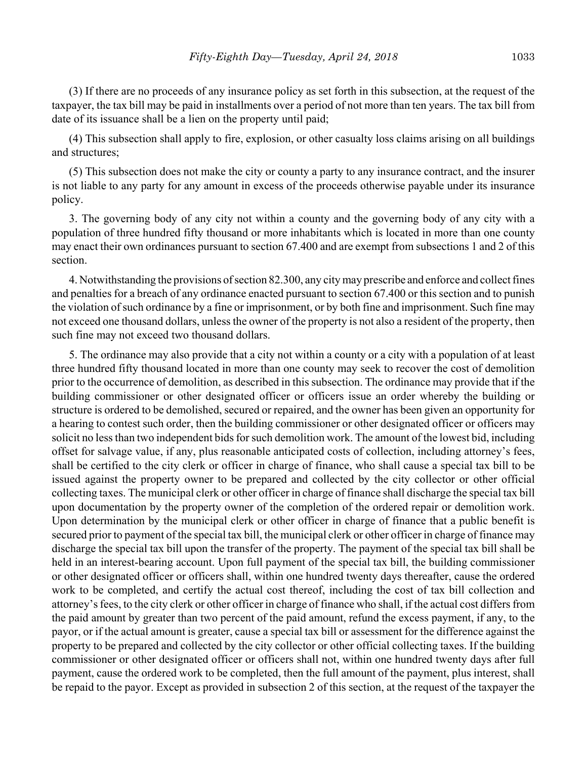(3) If there are no proceeds of any insurance policy as set forth in this subsection, at the request of the taxpayer, the tax bill may be paid in installments over a period of not more than ten years. The tax bill from date of its issuance shall be a lien on the property until paid;

(4) This subsection shall apply to fire, explosion, or other casualty loss claims arising on all buildings and structures;

(5) This subsection does not make the city or county a party to any insurance contract, and the insurer is not liable to any party for any amount in excess of the proceeds otherwise payable under its insurance policy.

3. The governing body of any city not within a county and the governing body of any city with a population of three hundred fifty thousand or more inhabitants which is located in more than one county may enact their own ordinances pursuant to section 67.400 and are exempt from subsections 1 and 2 of this section.

4. Notwithstanding the provisions of section 82.300, any city may prescribe and enforce and collect fines and penalties for a breach of any ordinance enacted pursuant to section 67.400 or this section and to punish the violation of such ordinance by a fine or imprisonment, or by both fine and imprisonment. Such fine may not exceed one thousand dollars, unless the owner of the property is not also a resident of the property, then such fine may not exceed two thousand dollars.

5. The ordinance may also provide that a city not within a county or a city with a population of at least three hundred fifty thousand located in more than one county may seek to recover the cost of demolition prior to the occurrence of demolition, as described in this subsection. The ordinance may provide that if the building commissioner or other designated officer or officers issue an order whereby the building or structure is ordered to be demolished, secured or repaired, and the owner has been given an opportunity for a hearing to contest such order, then the building commissioner or other designated officer or officers may solicit no less than two independent bids for such demolition work. The amount of the lowest bid, including offset for salvage value, if any, plus reasonable anticipated costs of collection, including attorney's fees, shall be certified to the city clerk or officer in charge of finance, who shall cause a special tax bill to be issued against the property owner to be prepared and collected by the city collector or other official collecting taxes. The municipal clerk or other officer in charge of finance shall discharge the special tax bill upon documentation by the property owner of the completion of the ordered repair or demolition work. Upon determination by the municipal clerk or other officer in charge of finance that a public benefit is secured prior to payment of the special tax bill, the municipal clerk or other officer in charge of finance may discharge the special tax bill upon the transfer of the property. The payment of the special tax bill shall be held in an interest-bearing account. Upon full payment of the special tax bill, the building commissioner or other designated officer or officers shall, within one hundred twenty days thereafter, cause the ordered work to be completed, and certify the actual cost thereof, including the cost of tax bill collection and attorney's fees, to the city clerk or other officer in charge of finance who shall, if the actual cost differs from the paid amount by greater than two percent of the paid amount, refund the excess payment, if any, to the payor, or if the actual amount is greater, cause a special tax bill or assessment for the difference against the property to be prepared and collected by the city collector or other official collecting taxes. If the building commissioner or other designated officer or officers shall not, within one hundred twenty days after full payment, cause the ordered work to be completed, then the full amount of the payment, plus interest, shall be repaid to the payor. Except as provided in subsection 2 of this section, at the request of the taxpayer the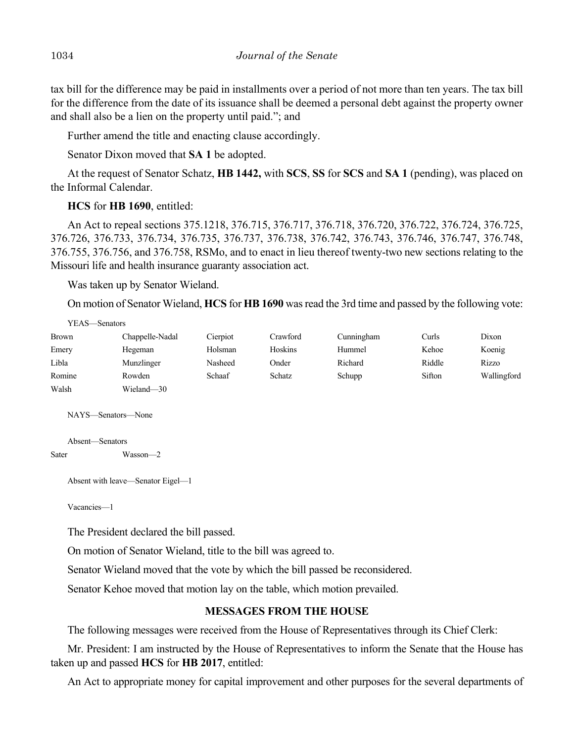tax bill for the difference may be paid in installments over a period of not more than ten years. The tax bill for the difference from the date of its issuance shall be deemed a personal debt against the property owner and shall also be a lien on the property until paid."; and

Further amend the title and enacting clause accordingly.

Senator Dixon moved that **SA 1** be adopted.

At the request of Senator Schatz, **HB 1442,** with **SCS**, **SS** for **SCS** and **SA 1** (pending), was placed on the Informal Calendar.

**HCS** for **HB 1690**, entitled:

An Act to repeal sections 375.1218, 376.715, 376.717, 376.718, 376.720, 376.722, 376.724, 376.725, 376.726, 376.733, 376.734, 376.735, 376.737, 376.738, 376.742, 376.743, 376.746, 376.747, 376.748, 376.755, 376.756, and 376.758, RSMo, and to enact in lieu thereof twenty-two new sections relating to the Missouri life and health insurance guaranty association act.

Was taken up by Senator Wieland.

On motion of Senator Wieland, **HCS** for **HB 1690** was read the 3rd time and passed by the following vote:

YEAS—Senators

| | | | | | | |
|---|---|---|---|---|---|---|
| Brown | Chappelle-Nadal | Cierpiot | Crawford | Cunningham | Curls | Dixon |
| Emery | Hegeman | Holsman | Hoskins | Hummel | Kehoe | Koenig |
| Libla | Munzlinger | Nasheed | Onder | Richard | Riddle | Rizzo |
| Romine | Rowden | Schaaf | Schatz | Schupp | Sifton | Wallingford |
| Walsh | Wieland—30 | | | | | |

NAYS—Senators—None

Absent—Senators

Sater Wasson—2

Absent with leave—Senator Eigel—1

Vacancies—1

The President declared the bill passed.

On motion of Senator Wieland, title to the bill was agreed to.

Senator Wieland moved that the vote by which the bill passed be reconsidered.

Senator Kehoe moved that motion lay on the table, which motion prevailed.

## MESSAGES FROM THE HOUSE

The following messages were received from the House of Representatives through its Chief Clerk:

Mr. President: I am instructed by the House of Representatives to inform the Senate that the House has taken up and passed **HCS** for **HB 2017**, entitled:

An Act to appropriate money for capital improvement and other purposes for the several departments of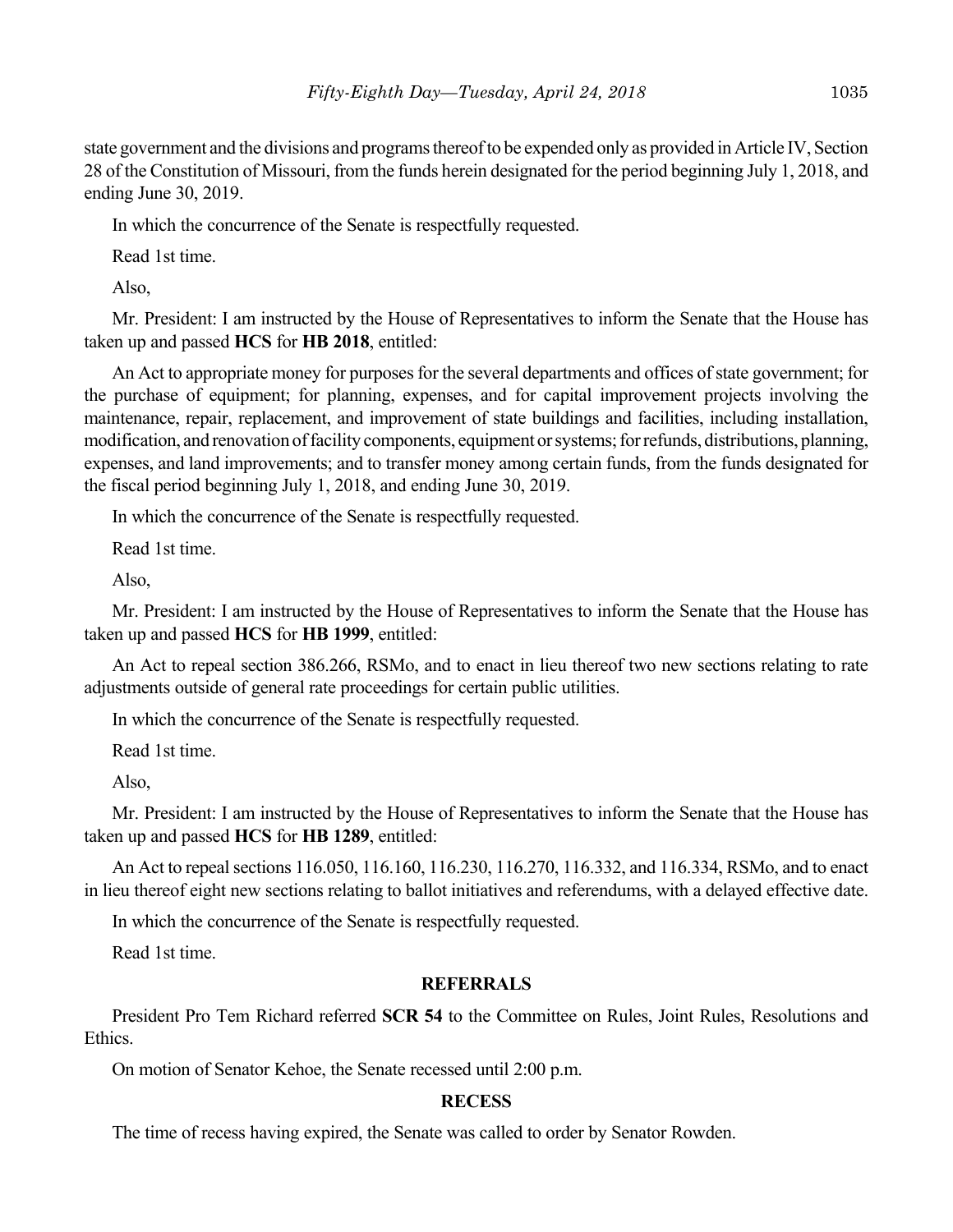state government and the divisions and programs thereof to be expended only as provided in Article IV, Section 28 of the Constitution of Missouri, from the funds herein designated for the period beginning July 1, 2018, and ending June 30, 2019.

In which the concurrence of the Senate is respectfully requested.

Read 1st time.

Also,

Mr. President: I am instructed by the House of Representatives to inform the Senate that the House has taken up and passed **HCS** for **HB 2018**, entitled:

An Act to appropriate money for purposes for the several departments and offices of state government; for the purchase of equipment; for planning, expenses, and for capital improvement projects involving the maintenance, repair, replacement, and improvement of state buildings and facilities, including installation, modification, and renovation of facility components, equipment or systems; for refunds, distributions, planning, expenses, and land improvements; and to transfer money among certain funds, from the funds designated for the fiscal period beginning July 1, 2018, and ending June 30, 2019.

In which the concurrence of the Senate is respectfully requested.

Read 1st time.

Also,

Mr. President: I am instructed by the House of Representatives to inform the Senate that the House has taken up and passed **HCS** for **HB 1999**, entitled:

An Act to repeal section 386.266, RSMo, and to enact in lieu thereof two new sections relating to rate adjustments outside of general rate proceedings for certain public utilities.

In which the concurrence of the Senate is respectfully requested.

Read 1st time.

Also,

Mr. President: I am instructed by the House of Representatives to inform the Senate that the House has taken up and passed **HCS** for **HB 1289**, entitled:

An Act to repeal sections 116.050, 116.160, 116.230, 116.270, 116.332, and 116.334, RSMo, and to enact in lieu thereof eight new sections relating to ballot initiatives and referendums, with a delayed effective date.

In which the concurrence of the Senate is respectfully requested.

Read 1st time.

## REFERRALS

President Pro Tem Richard referred **SCR 54** to the Committee on Rules, Joint Rules, Resolutions and Ethics.

On motion of Senator Kehoe, the Senate recessed until 2:00 p.m.

## RECESS

The time of recess having expired, the Senate was called to order by Senator Rowden.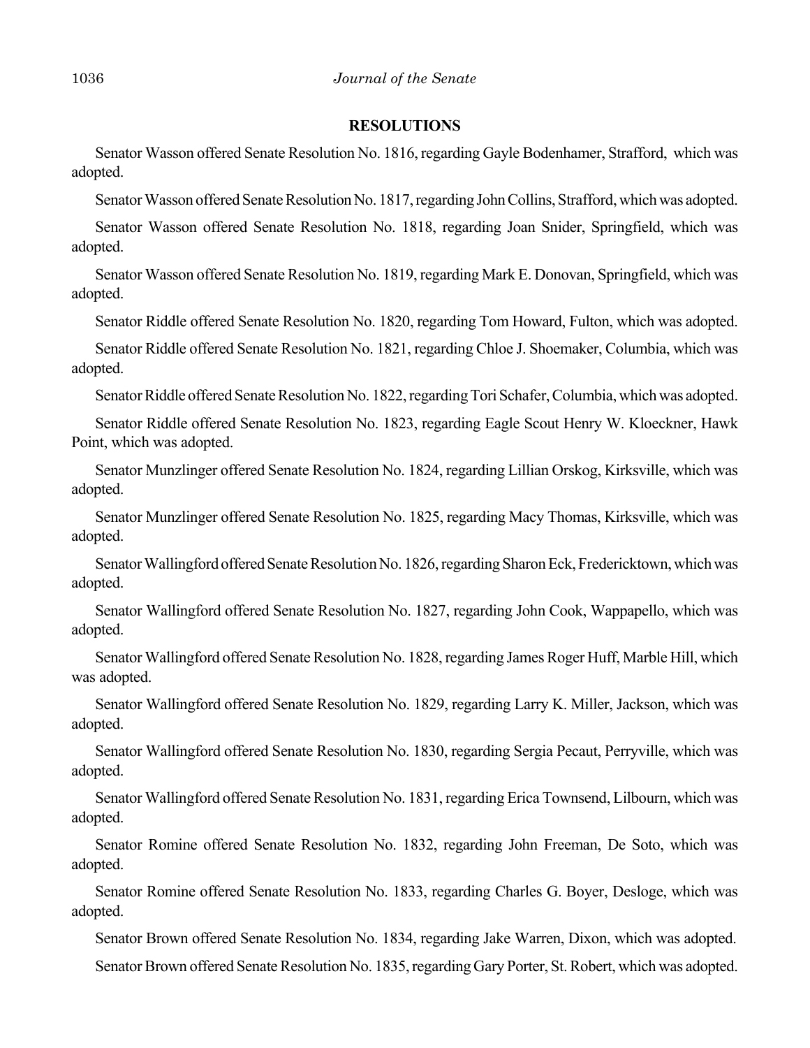## RESOLUTIONS

Senator Wasson offered Senate Resolution No. 1816, regarding Gayle Bodenhamer, Strafford, which was adopted.

Senator Wasson offered Senate Resolution No. 1817, regarding John Collins, Strafford, which was adopted.

Senator Wasson offered Senate Resolution No. 1818, regarding Joan Snider, Springfield, which was adopted.

Senator Wasson offered Senate Resolution No. 1819, regarding Mark E. Donovan, Springfield, which was adopted.

Senator Riddle offered Senate Resolution No. 1820, regarding Tom Howard, Fulton, which was adopted.

Senator Riddle offered Senate Resolution No. 1821, regarding Chloe J. Shoemaker, Columbia, which was adopted.

Senator Riddle offered Senate Resolution No. 1822, regarding Tori Schafer, Columbia, which was adopted.

Senator Riddle offered Senate Resolution No. 1823, regarding Eagle Scout Henry W. Kloeckner, Hawk Point, which was adopted.

Senator Munzlinger offered Senate Resolution No. 1824, regarding Lillian Orskog, Kirksville, which was adopted.

Senator Munzlinger offered Senate Resolution No. 1825, regarding Macy Thomas, Kirksville, which was adopted.

Senator Wallingford offered Senate Resolution No. 1826, regarding Sharon Eck, Fredericktown, which was adopted.

Senator Wallingford offered Senate Resolution No. 1827, regarding John Cook, Wappapello, which was adopted.

Senator Wallingford offered Senate Resolution No. 1828, regarding James Roger Huff, Marble Hill, which was adopted.

Senator Wallingford offered Senate Resolution No. 1829, regarding Larry K. Miller, Jackson, which was adopted.

Senator Wallingford offered Senate Resolution No. 1830, regarding Sergia Pecaut, Perryville, which was adopted.

Senator Wallingford offered Senate Resolution No. 1831, regarding Erica Townsend, Lilbourn, which was adopted.

Senator Romine offered Senate Resolution No. 1832, regarding John Freeman, De Soto, which was adopted.

Senator Romine offered Senate Resolution No. 1833, regarding Charles G. Boyer, Desloge, which was adopted.

Senator Brown offered Senate Resolution No. 1834, regarding Jake Warren, Dixon, which was adopted.

Senator Brown offered Senate Resolution No. 1835, regarding Gary Porter, St. Robert, which was adopted.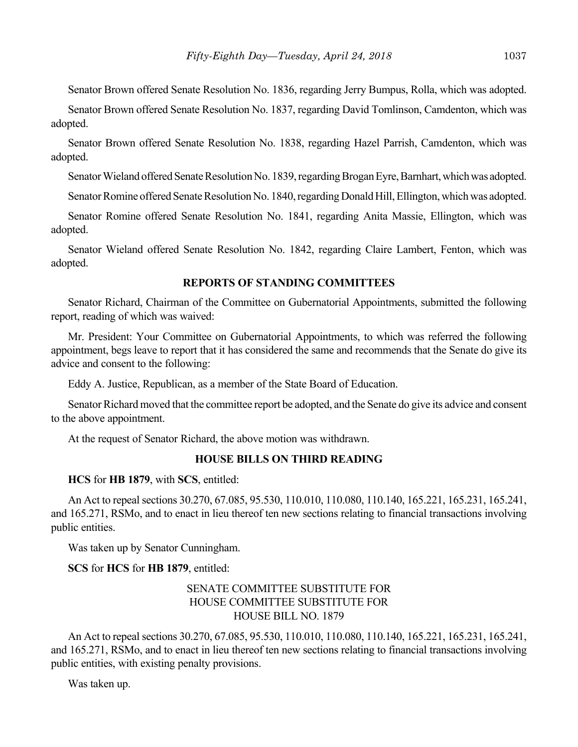Senator Brown offered Senate Resolution No. 1836, regarding Jerry Bumpus, Rolla, which was adopted.

Senator Brown offered Senate Resolution No. 1837, regarding David Tomlinson, Camdenton, which was adopted.

Senator Brown offered Senate Resolution No. 1838, regarding Hazel Parrish, Camdenton, which was adopted.

Senator Wieland offered Senate Resolution No. 1839, regarding Brogan Eyre, Barnhart, which was adopted.

Senator Romine offered Senate Resolution No. 1840, regarding Donald Hill, Ellington, which was adopted.

Senator Romine offered Senate Resolution No. 1841, regarding Anita Massie, Ellington, which was adopted.

Senator Wieland offered Senate Resolution No. 1842, regarding Claire Lambert, Fenton, which was adopted.

## REPORTS OF STANDING COMMITTEES

Senator Richard, Chairman of the Committee on Gubernatorial Appointments, submitted the following report, reading of which was waived:

Mr. President: Your Committee on Gubernatorial Appointments, to which was referred the following appointment, begs leave to report that it has considered the same and recommends that the Senate do give its advice and consent to the following:

Eddy A. Justice, Republican, as a member of the State Board of Education.

Senator Richard moved that the committee report be adopted, and the Senate do give its advice and consent to the above appointment.

At the request of Senator Richard, the above motion was withdrawn.

## HOUSE BILLS ON THIRD READING

**HCS** for **HB 1879**, with **SCS**, entitled:

An Act to repeal sections 30.270, 67.085, 95.530, 110.010, 110.080, 110.140, 165.221, 165.231, 165.241, and 165.271, RSMo, and to enact in lieu thereof ten new sections relating to financial transactions involving public entities.

Was taken up by Senator Cunningham.

**SCS** for **HCS** for **HB 1879**, entitled:

SENATE COMMITTEE SUBSTITUTE FOR
HOUSE COMMITTEE SUBSTITUTE FOR
HOUSE BILL NO. 1879

An Act to repeal sections 30.270, 67.085, 95.530, 110.010, 110.080, 110.140, 165.221, 165.231, 165.241, and 165.271, RSMo, and to enact in lieu thereof ten new sections relating to financial transactions involving public entities, with existing penalty provisions.

Was taken up.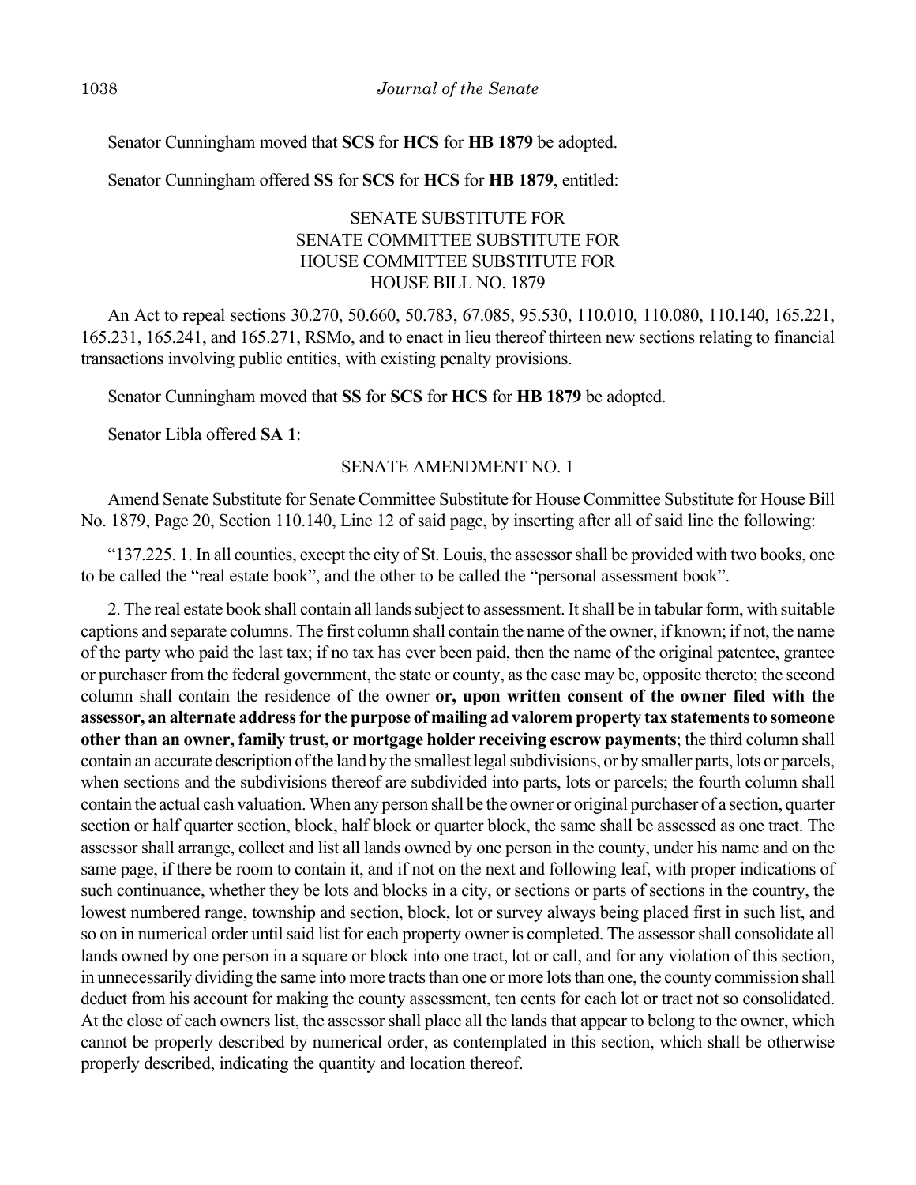Senator Cunningham moved that **SCS** for **HCS** for **HB 1879** be adopted.

Senator Cunningham offered **SS** for **SCS** for **HCS** for **HB 1879**, entitled:

SENATE SUBSTITUTE FOR
SENATE COMMITTEE SUBSTITUTE FOR
HOUSE COMMITTEE SUBSTITUTE FOR
HOUSE BILL NO. 1879

An Act to repeal sections 30.270, 50.660, 50.783, 67.085, 95.530, 110.010, 110.080, 110.140, 165.221, 165.231, 165.241, and 165.271, RSMo, and to enact in lieu thereof thirteen new sections relating to financial transactions involving public entities, with existing penalty provisions.

Senator Cunningham moved that **SS** for **SCS** for **HCS** for **HB 1879** be adopted.

Senator Libla offered **SA 1**:

SENATE AMENDMENT NO. 1

Amend Senate Substitute for Senate Committee Substitute for House Committee Substitute for House Bill No. 1879, Page 20, Section 110.140, Line 12 of said page, by inserting after all of said line the following:

"137.225. 1. In all counties, except the city of St. Louis, the assessor shall be provided with two books, one to be called the "real estate book", and the other to be called the "personal assessment book".

2. The real estate book shall contain all lands subject to assessment. It shall be in tabular form, with suitable captions and separate columns. The first column shall contain the name of the owner, if known; if not, the name of the party who paid the last tax; if no tax has ever been paid, then the name of the original patentee, grantee or purchaser from the federal government, the state or county, as the case may be, opposite thereto; the second column shall contain the residence of the owner **or, upon written consent of the owner filed with the assessor, an alternate address for the purpose of mailing ad valorem property tax statements to someone other than an owner, family trust, or mortgage holder receiving escrow payments**; the third column shall contain an accurate description of the land by the smallest legal subdivisions, or by smaller parts, lots or parcels, when sections and the subdivisions thereof are subdivided into parts, lots or parcels; the fourth column shall contain the actual cash valuation. When any person shall be the owner or original purchaser of a section, quarter section or half quarter section, block, half block or quarter block, the same shall be assessed as one tract. The assessor shall arrange, collect and list all lands owned by one person in the county, under his name and on the same page, if there be room to contain it, and if not on the next and following leaf, with proper indications of such continuance, whether they be lots and blocks in a city, or sections or parts of sections in the country, the lowest numbered range, township and section, block, lot or survey always being placed first in such list, and so on in numerical order until said list for each property owner is completed. The assessor shall consolidate all lands owned by one person in a square or block into one tract, lot or call, and for any violation of this section, in unnecessarily dividing the same into more tracts than one or more lots than one, the county commission shall deduct from his account for making the county assessment, ten cents for each lot or tract not so consolidated. At the close of each owners list, the assessor shall place all the lands that appear to belong to the owner, which cannot be properly described by numerical order, as contemplated in this section, which shall be otherwise properly described, indicating the quantity and location thereof.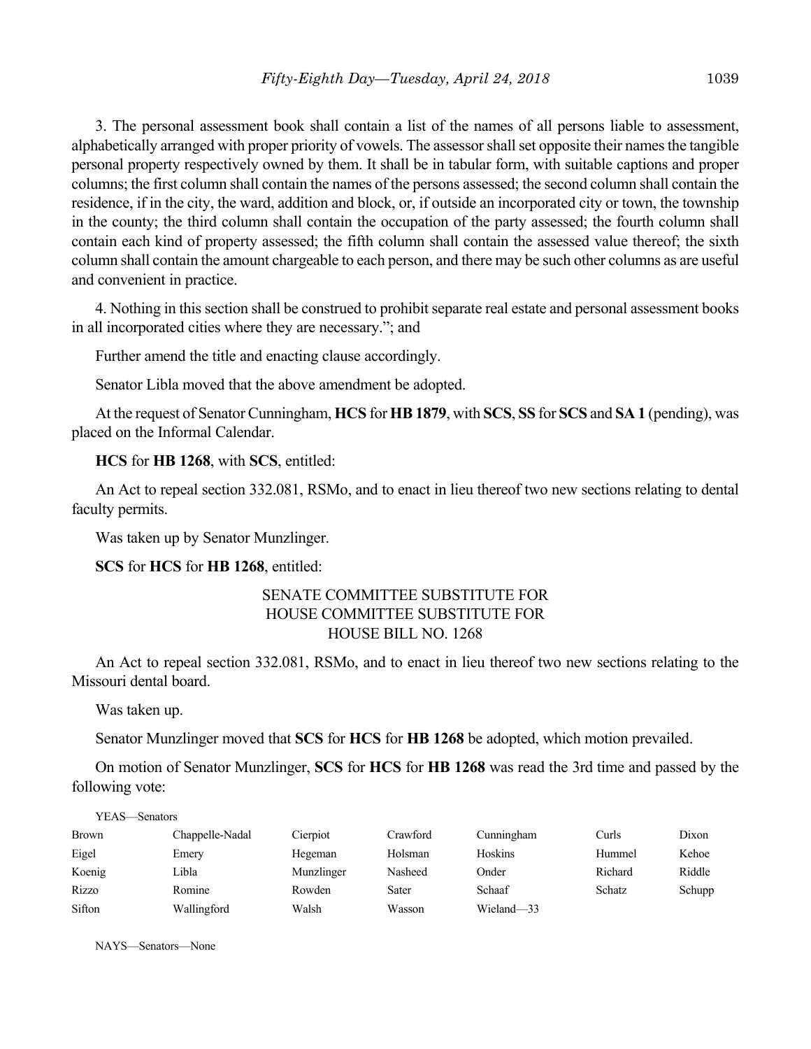3. The personal assessment book shall contain a list of the names of all persons liable to assessment, alphabetically arranged with proper priority of vowels. The assessor shall set opposite their names the tangible personal property respectively owned by them. It shall be in tabular form, with suitable captions and proper columns; the first column shall contain the names of the persons assessed; the second column shall contain the residence, if in the city, the ward, addition and block, or, if outside an incorporated city or town, the township in the county; the third column shall contain the occupation of the party assessed; the fourth column shall contain each kind of property assessed; the fifth column shall contain the assessed value thereof; the sixth column shall contain the amount chargeable to each person, and there may be such other columns as are useful and convenient in practice.

4. Nothing in this section shall be construed to prohibit separate real estate and personal assessment books in all incorporated cities where they are necessary."; and

Further amend the title and enacting clause accordingly.

Senator Libla moved that the above amendment be adopted.

At the request of Senator Cunningham, **HCS** for **HB 1879**, with **SCS**, **SS** for **SCS** and **SA 1** (pending), was placed on the Informal Calendar.

**HCS** for **HB 1268**, with **SCS**, entitled:

An Act to repeal section 332.081, RSMo, and to enact in lieu thereof two new sections relating to dental faculty permits.

Was taken up by Senator Munzlinger.

**SCS** for **HCS** for **HB 1268**, entitled:

SENATE COMMITTEE SUBSTITUTE FOR
HOUSE COMMITTEE SUBSTITUTE FOR
HOUSE BILL NO. 1268

An Act to repeal section 332.081, RSMo, and to enact in lieu thereof two new sections relating to the Missouri dental board.

Was taken up.

Senator Munzlinger moved that **SCS** for **HCS** for **HB 1268** be adopted, which motion prevailed.

On motion of Senator Munzlinger, **SCS** for **HCS** for **HB 1268** was read the 3rd time and passed by the following vote:

YEAS—Senators

| | | | | | | |
|---|---|---|---|---|---|---|
| Brown | Chappelle-Nadal | Cierpiot | Crawford | Cunningham | Curls | Dixon |
| Eigel | Emery | Hegeman | Holsman | Hoskins | Hummel | Kehoe |
| Koenig | Libla | Munzlinger | Nasheed | Onder | Richard | Riddle |
| Rizzo | Romine | Rowden | Sater | Schaaf | Schatz | Schupp |
| Sifton | Wallingford | Walsh | Wasson | Wieland—33 | | |

NAYS—Senators—None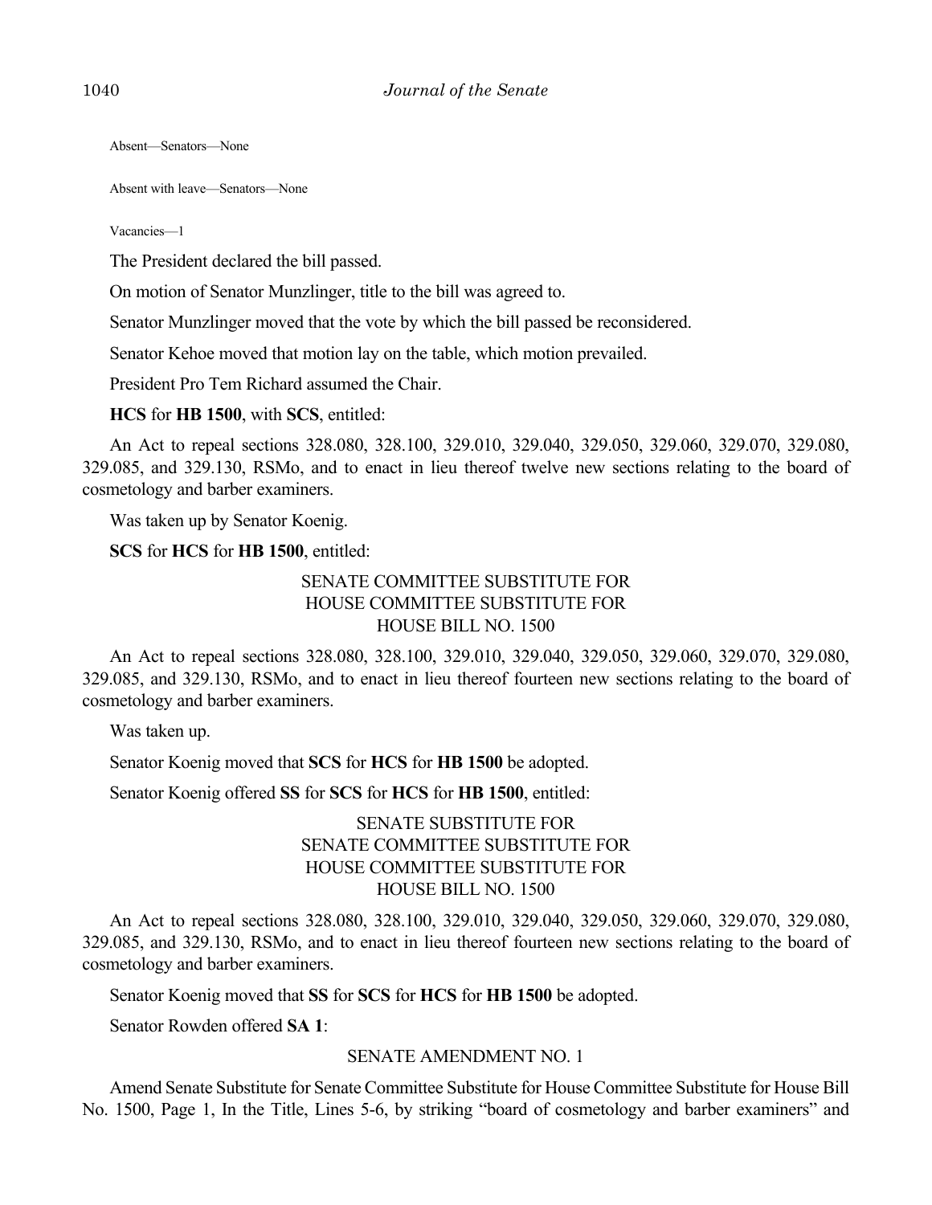Absent—Senators—None

Absent with leave—Senators—None

Vacancies—1

The President declared the bill passed.

On motion of Senator Munzlinger, title to the bill was agreed to.

Senator Munzlinger moved that the vote by which the bill passed be reconsidered.

Senator Kehoe moved that motion lay on the table, which motion prevailed.

President Pro Tem Richard assumed the Chair.

**HCS** for **HB 1500**, with **SCS**, entitled:

An Act to repeal sections 328.080, 328.100, 329.010, 329.040, 329.050, 329.060, 329.070, 329.080, 329.085, and 329.130, RSMo, and to enact in lieu thereof twelve new sections relating to the board of cosmetology and barber examiners.

Was taken up by Senator Koenig.

**SCS** for **HCS** for **HB 1500**, entitled:

SENATE COMMITTEE SUBSTITUTE FOR
HOUSE COMMITTEE SUBSTITUTE FOR
HOUSE BILL NO. 1500

An Act to repeal sections 328.080, 328.100, 329.010, 329.040, 329.050, 329.060, 329.070, 329.080, 329.085, and 329.130, RSMo, and to enact in lieu thereof fourteen new sections relating to the board of cosmetology and barber examiners.

Was taken up.

Senator Koenig moved that **SCS** for **HCS** for **HB 1500** be adopted.

Senator Koenig offered **SS** for **SCS** for **HCS** for **HB 1500**, entitled:

SENATE SUBSTITUTE FOR
SENATE COMMITTEE SUBSTITUTE FOR
HOUSE COMMITTEE SUBSTITUTE FOR
HOUSE BILL NO. 1500

An Act to repeal sections 328.080, 328.100, 329.010, 329.040, 329.050, 329.060, 329.070, 329.080, 329.085, and 329.130, RSMo, and to enact in lieu thereof fourteen new sections relating to the board of cosmetology and barber examiners.

Senator Koenig moved that **SS** for **SCS** for **HCS** for **HB 1500** be adopted.

Senator Rowden offered **SA 1**:

SENATE AMENDMENT NO. 1

Amend Senate Substitute for Senate Committee Substitute for House Committee Substitute for House Bill No. 1500, Page 1, In the Title, Lines 5-6, by striking "board of cosmetology and barber examiners" and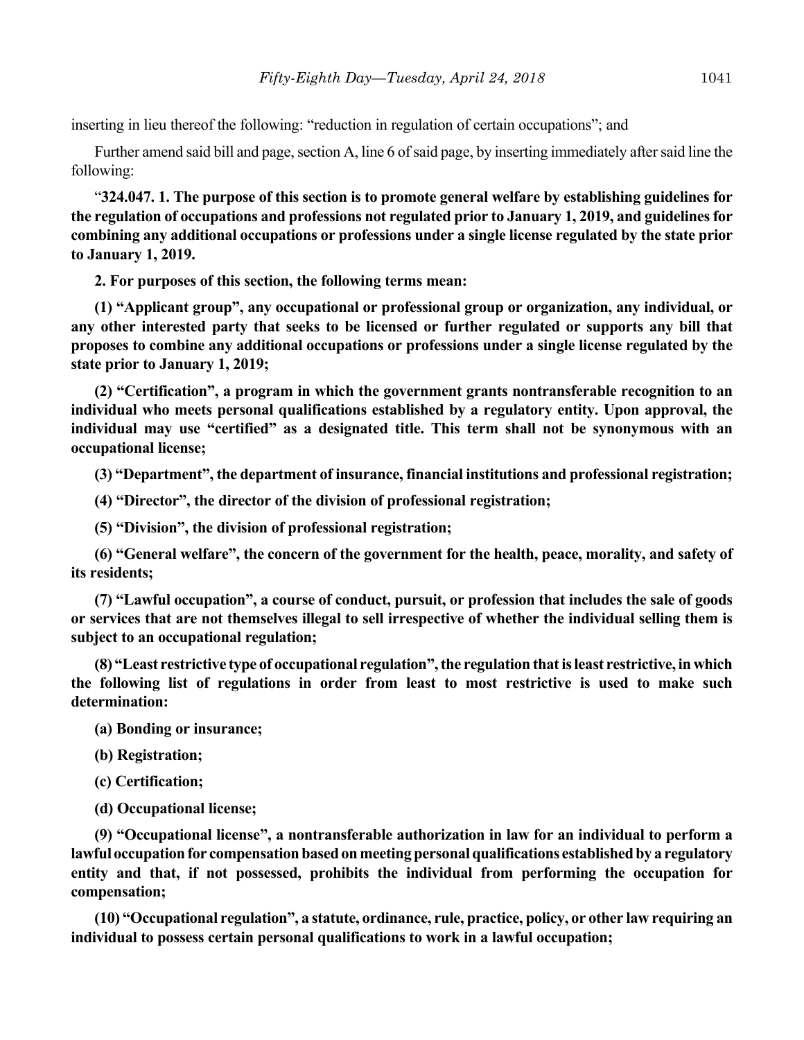inserting in lieu thereof the following: "reduction in regulation of certain occupations"; and

Further amend said bill and page, section A, line 6 of said page, by inserting immediately after said line the following:

"**324.047. 1. The purpose of this section is to promote general welfare by establishing guidelines for the regulation of occupations and professions not regulated prior to January 1, 2019, and guidelines for combining any additional occupations or professions under a single license regulated by the state prior to January 1, 2019.**

**2. For purposes of this section, the following terms mean:**

**(1) "Applicant group", any occupational or professional group or organization, any individual, or any other interested party that seeks to be licensed or further regulated or supports any bill that proposes to combine any additional occupations or professions under a single license regulated by the state prior to January 1, 2019;**

**(2) "Certification", a program in which the government grants nontransferable recognition to an individual who meets personal qualifications established by a regulatory entity. Upon approval, the individual may use "certified" as a designated title. This term shall not be synonymous with an occupational license;**

**(3) "Department", the department of insurance, financial institutions and professional registration;**

**(4) "Director", the director of the division of professional registration;**

**(5) "Division", the division of professional registration;**

**(6) "General welfare", the concern of the government for the health, peace, morality, and safety of its residents;**

**(7) "Lawful occupation", a course of conduct, pursuit, or profession that includes the sale of goods or services that are not themselves illegal to sell irrespective of whether the individual selling them is subject to an occupational regulation;**

**(8) "Least restrictive type of occupational regulation", the regulation that is least restrictive, in which the following list of regulations in order from least to most restrictive is used to make such determination:**

**(a) Bonding or insurance;**

**(b) Registration;**

**(c) Certification;**

**(d) Occupational license;**

**(9) "Occupational license", a nontransferable authorization in law for an individual to perform a lawful occupation for compensation based on meeting personal qualifications established by a regulatory entity and that, if not possessed, prohibits the individual from performing the occupation for compensation;**

**(10) "Occupational regulation", a statute, ordinance, rule, practice, policy, or other law requiring an individual to possess certain personal qualifications to work in a lawful occupation;**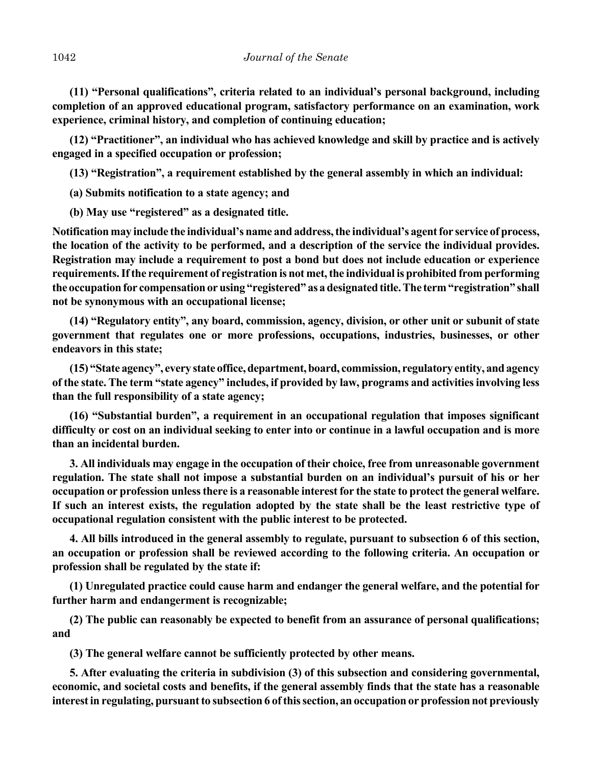**(11) "Personal qualifications", criteria related to an individual's personal background, including completion of an approved educational program, satisfactory performance on an examination, work experience, criminal history, and completion of continuing education;**

**(12) "Practitioner", an individual who has achieved knowledge and skill by practice and is actively engaged in a specified occupation or profession;**

**(13) "Registration", a requirement established by the general assembly in which an individual:**

**(a) Submits notification to a state agency; and**

**(b) May use "registered" as a designated title.**

**Notification may include the individual's name and address, the individual's agent for service of process, the location of the activity to be performed, and a description of the service the individual provides. Registration may include a requirement to post a bond but does not include education or experience requirements. If the requirement of registration is not met, the individual is prohibited from performing the occupation for compensation or using "registered" as a designated title. The term "registration" shall not be synonymous with an occupational license;**

**(14) "Regulatory entity", any board, commission, agency, division, or other unit or subunit of state government that regulates one or more professions, occupations, industries, businesses, or other endeavors in this state;**

**(15) "State agency", every state office, department, board, commission, regulatory entity, and agency of the state. The term "state agency" includes, if provided by law, programs and activities involving less than the full responsibility of a state agency;**

**(16) "Substantial burden", a requirement in an occupational regulation that imposes significant difficulty or cost on an individual seeking to enter into or continue in a lawful occupation and is more than an incidental burden.**

**3. All individuals may engage in the occupation of their choice, free from unreasonable government regulation. The state shall not impose a substantial burden on an individual's pursuit of his or her occupation or profession unless there is a reasonable interest for the state to protect the general welfare. If such an interest exists, the regulation adopted by the state shall be the least restrictive type of occupational regulation consistent with the public interest to be protected.**

**4. All bills introduced in the general assembly to regulate, pursuant to subsection 6 of this section, an occupation or profession shall be reviewed according to the following criteria. An occupation or profession shall be regulated by the state if:**

**(1) Unregulated practice could cause harm and endanger the general welfare, and the potential for further harm and endangerment is recognizable;**

**(2) The public can reasonably be expected to benefit from an assurance of personal qualifications; and**

**(3) The general welfare cannot be sufficiently protected by other means.**

**5. After evaluating the criteria in subdivision (3) of this subsection and considering governmental, economic, and societal costs and benefits, if the general assembly finds that the state has a reasonable interest in regulating, pursuant to subsection 6 of this section, an occupation or profession not previously**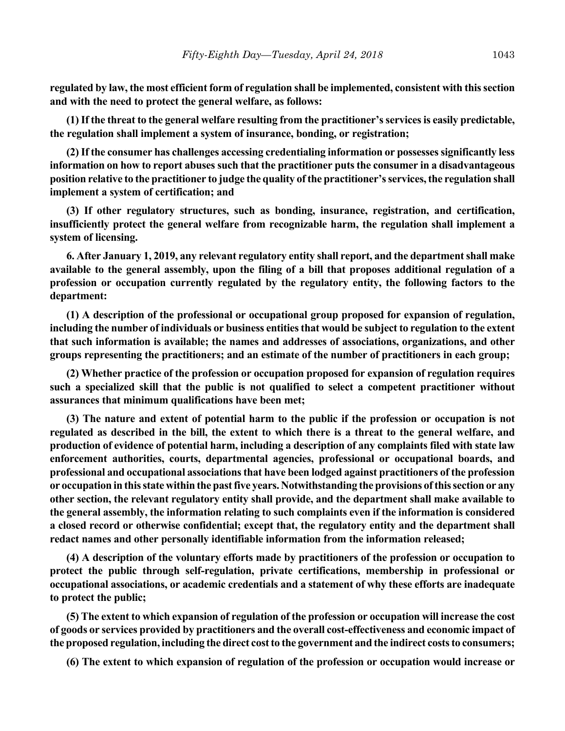**regulated by law, the most efficient form of regulation shall be implemented, consistent with this section and with the need to protect the general welfare, as follows:**

**(1) If the threat to the general welfare resulting from the practitioner's services is easily predictable, the regulation shall implement a system of insurance, bonding, or registration;**

**(2) If the consumer has challenges accessing credentialing information or possesses significantly less information on how to report abuses such that the practitioner puts the consumer in a disadvantageous position relative to the practitioner to judge the quality of the practitioner's services, the regulation shall implement a system of certification; and**

**(3) If other regulatory structures, such as bonding, insurance, registration, and certification, insufficiently protect the general welfare from recognizable harm, the regulation shall implement a system of licensing.**

**6. After January 1, 2019, any relevant regulatory entity shall report, and the department shall make available to the general assembly, upon the filing of a bill that proposes additional regulation of a profession or occupation currently regulated by the regulatory entity, the following factors to the department:**

**(1) A description of the professional or occupational group proposed for expansion of regulation, including the number of individuals or business entities that would be subject to regulation to the extent that such information is available; the names and addresses of associations, organizations, and other groups representing the practitioners; and an estimate of the number of practitioners in each group;**

**(2) Whether practice of the profession or occupation proposed for expansion of regulation requires such a specialized skill that the public is not qualified to select a competent practitioner without assurances that minimum qualifications have been met;**

**(3) The nature and extent of potential harm to the public if the profession or occupation is not regulated as described in the bill, the extent to which there is a threat to the general welfare, and production of evidence of potential harm, including a description of any complaints filed with state law enforcement authorities, courts, departmental agencies, professional or occupational boards, and professional and occupational associations that have been lodged against practitioners of the profession or occupation in this state within the past five years. Notwithstanding the provisions of this section or any other section, the relevant regulatory entity shall provide, and the department shall make available to the general assembly, the information relating to such complaints even if the information is considered a closed record or otherwise confidential; except that, the regulatory entity and the department shall redact names and other personally identifiable information from the information released;**

**(4) A description of the voluntary efforts made by practitioners of the profession or occupation to protect the public through self-regulation, private certifications, membership in professional or occupational associations, or academic credentials and a statement of why these efforts are inadequate to protect the public;**

**(5) The extent to which expansion of regulation of the profession or occupation will increase the cost of goods or services provided by practitioners and the overall cost-effectiveness and economic impact of the proposed regulation, including the direct cost to the government and the indirect costs to consumers;**

**(6) The extent to which expansion of regulation of the profession or occupation would increase or**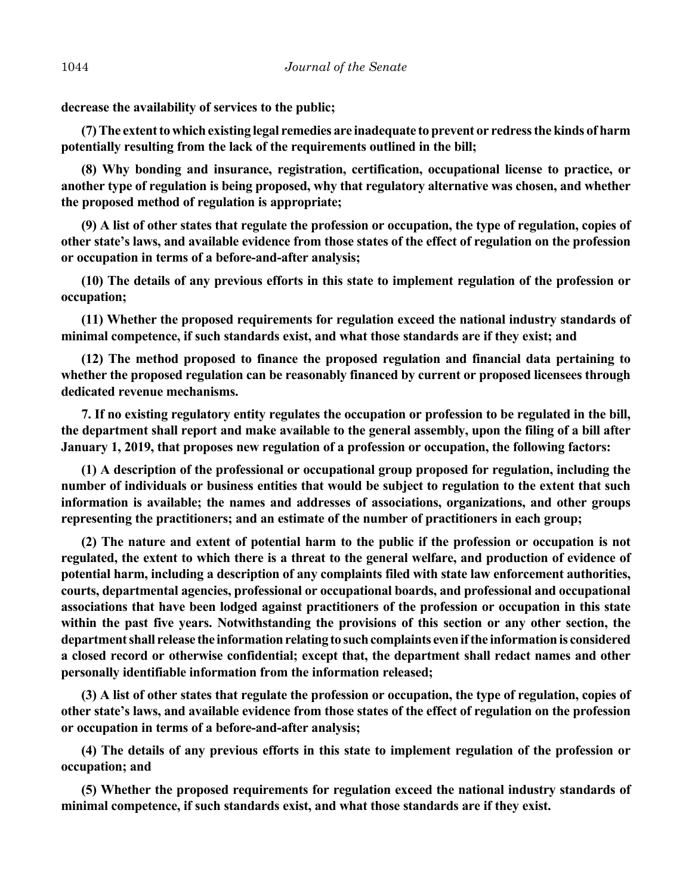**decrease the availability of services to the public;**

**(7) The extent to which existing legal remedies are inadequate to prevent or redress the kinds of harm potentially resulting from the lack of the requirements outlined in the bill;**

**(8) Why bonding and insurance, registration, certification, occupational license to practice, or another type of regulation is being proposed, why that regulatory alternative was chosen, and whether the proposed method of regulation is appropriate;**

**(9) A list of other states that regulate the profession or occupation, the type of regulation, copies of other state's laws, and available evidence from those states of the effect of regulation on the profession or occupation in terms of a before-and-after analysis;**

**(10) The details of any previous efforts in this state to implement regulation of the profession or occupation;**

**(11) Whether the proposed requirements for regulation exceed the national industry standards of minimal competence, if such standards exist, and what those standards are if they exist; and**

**(12) The method proposed to finance the proposed regulation and financial data pertaining to whether the proposed regulation can be reasonably financed by current or proposed licensees through dedicated revenue mechanisms.**

**7. If no existing regulatory entity regulates the occupation or profession to be regulated in the bill, the department shall report and make available to the general assembly, upon the filing of a bill after January 1, 2019, that proposes new regulation of a profession or occupation, the following factors:**

**(1) A description of the professional or occupational group proposed for regulation, including the number of individuals or business entities that would be subject to regulation to the extent that such information is available; the names and addresses of associations, organizations, and other groups representing the practitioners; and an estimate of the number of practitioners in each group;**

**(2) The nature and extent of potential harm to the public if the profession or occupation is not regulated, the extent to which there is a threat to the general welfare, and production of evidence of potential harm, including a description of any complaints filed with state law enforcement authorities, courts, departmental agencies, professional or occupational boards, and professional and occupational associations that have been lodged against practitioners of the profession or occupation in this state within the past five years. Notwithstanding the provisions of this section or any other section, the department shall release the information relating to such complaints even if the information is considered a closed record or otherwise confidential; except that, the department shall redact names and other personally identifiable information from the information released;**

**(3) A list of other states that regulate the profession or occupation, the type of regulation, copies of other state's laws, and available evidence from those states of the effect of regulation on the profession or occupation in terms of a before-and-after analysis;**

**(4) The details of any previous efforts in this state to implement regulation of the profession or occupation; and**

**(5) Whether the proposed requirements for regulation exceed the national industry standards of minimal competence, if such standards exist, and what those standards are if they exist.**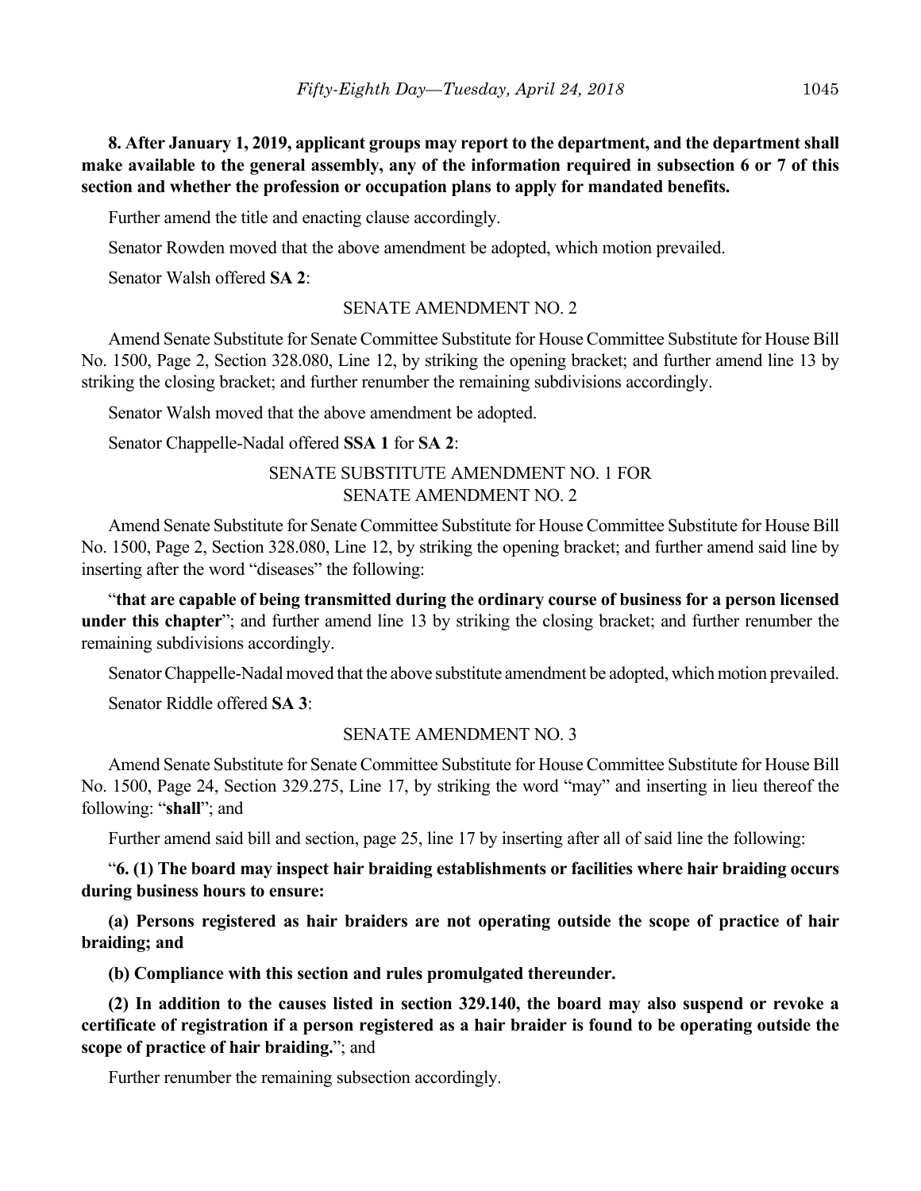**8. After January 1, 2019, applicant groups may report to the department, and the department shall make available to the general assembly, any of the information required in subsection 6 or 7 of this section and whether the profession or occupation plans to apply for mandated benefits.**

Further amend the title and enacting clause accordingly.

Senator Rowden moved that the above amendment be adopted, which motion prevailed.

Senator Walsh offered **SA 2**:

SENATE AMENDMENT NO. 2

Amend Senate Substitute for Senate Committee Substitute for House Committee Substitute for House Bill No. 1500, Page 2, Section 328.080, Line 12, by striking the opening bracket; and further amend line 13 by striking the closing bracket; and further renumber the remaining subdivisions accordingly.

Senator Walsh moved that the above amendment be adopted.

Senator Chappelle-Nadal offered **SSA 1** for **SA 2**:

SENATE SUBSTITUTE AMENDMENT NO. 1 FOR
SENATE AMENDMENT NO. 2

Amend Senate Substitute for Senate Committee Substitute for House Committee Substitute for House Bill No. 1500, Page 2, Section 328.080, Line 12, by striking the opening bracket; and further amend said line by inserting after the word "diseases" the following:

"**that are capable of being transmitted during the ordinary course of business for a person licensed under this chapter**"; and further amend line 13 by striking the closing bracket; and further renumber the remaining subdivisions accordingly.

Senator Chappelle-Nadal moved that the above substitute amendment be adopted, which motion prevailed.

Senator Riddle offered **SA 3**:

SENATE AMENDMENT NO. 3

Amend Senate Substitute for Senate Committee Substitute for House Committee Substitute for House Bill No. 1500, Page 24, Section 329.275, Line 17, by striking the word "may" and inserting in lieu thereof the following: "**shall**"; and

Further amend said bill and section, page 25, line 17 by inserting after all of said line the following:

"**6. (1) The board may inspect hair braiding establishments or facilities where hair braiding occurs during business hours to ensure:**

**(a) Persons registered as hair braiders are not operating outside the scope of practice of hair braiding; and**

**(b) Compliance with this section and rules promulgated thereunder.**

**(2) In addition to the causes listed in section 329.140, the board may also suspend or revoke a certificate of registration if a person registered as a hair braider is found to be operating outside the scope of practice of hair braiding.**"; and

Further renumber the remaining subsection accordingly.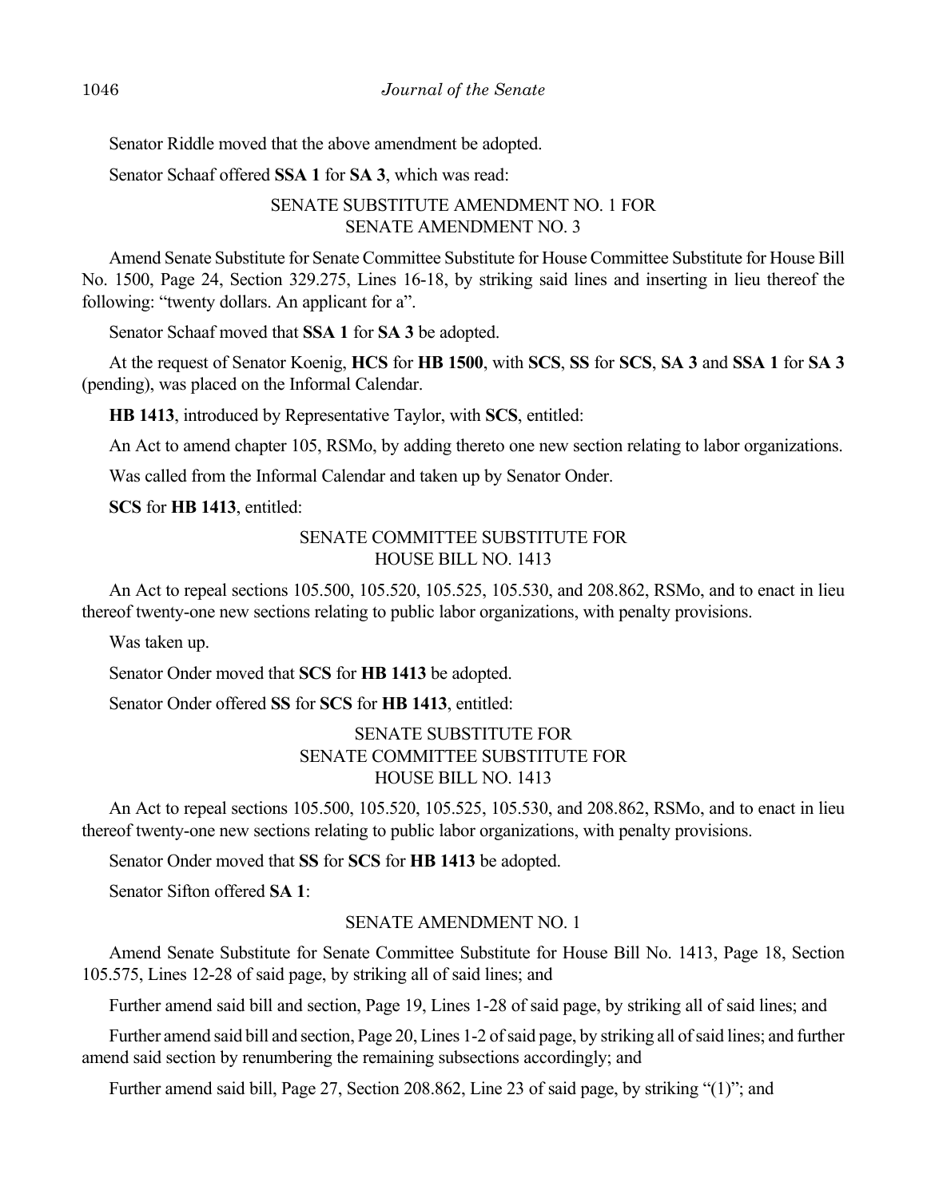Senator Riddle moved that the above amendment be adopted.

Senator Schaaf offered **SSA 1** for **SA 3**, which was read:

SENATE SUBSTITUTE AMENDMENT NO. 1 FOR SENATE AMENDMENT NO. 3

Amend Senate Substitute for Senate Committee Substitute for House Committee Substitute for House Bill No. 1500, Page 24, Section 329.275, Lines 16-18, by striking said lines and inserting in lieu thereof the following: "twenty dollars. An applicant for a".

Senator Schaaf moved that **SSA 1** for **SA 3** be adopted.

At the request of Senator Koenig, **HCS** for **HB 1500**, with **SCS**, **SS** for **SCS**, **SA 3** and **SSA 1** for **SA 3** (pending), was placed on the Informal Calendar.

**HB 1413**, introduced by Representative Taylor, with **SCS**, entitled:

An Act to amend chapter 105, RSMo, by adding thereto one new section relating to labor organizations.

Was called from the Informal Calendar and taken up by Senator Onder.

**SCS** for **HB 1413**, entitled:

SENATE COMMITTEE SUBSTITUTE FOR HOUSE BILL NO. 1413

An Act to repeal sections 105.500, 105.520, 105.525, 105.530, and 208.862, RSMo, and to enact in lieu thereof twenty-one new sections relating to public labor organizations, with penalty provisions.

Was taken up.

Senator Onder moved that **SCS** for **HB 1413** be adopted.

Senator Onder offered **SS** for **SCS** for **HB 1413**, entitled:

SENATE SUBSTITUTE FOR SENATE COMMITTEE SUBSTITUTE FOR HOUSE BILL NO. 1413

An Act to repeal sections 105.500, 105.520, 105.525, 105.530, and 208.862, RSMo, and to enact in lieu thereof twenty-one new sections relating to public labor organizations, with penalty provisions.

Senator Onder moved that **SS** for **SCS** for **HB 1413** be adopted.

Senator Sifton offered **SA 1**:

SENATE AMENDMENT NO. 1

Amend Senate Substitute for Senate Committee Substitute for House Bill No. 1413, Page 18, Section 105.575, Lines 12-28 of said page, by striking all of said lines; and

Further amend said bill and section, Page 19, Lines 1-28 of said page, by striking all of said lines; and

Further amend said bill and section, Page 20, Lines 1-2 of said page, by striking all of said lines; and further amend said section by renumbering the remaining subsections accordingly; and

Further amend said bill, Page 27, Section 208.862, Line 23 of said page, by striking "(1)"; and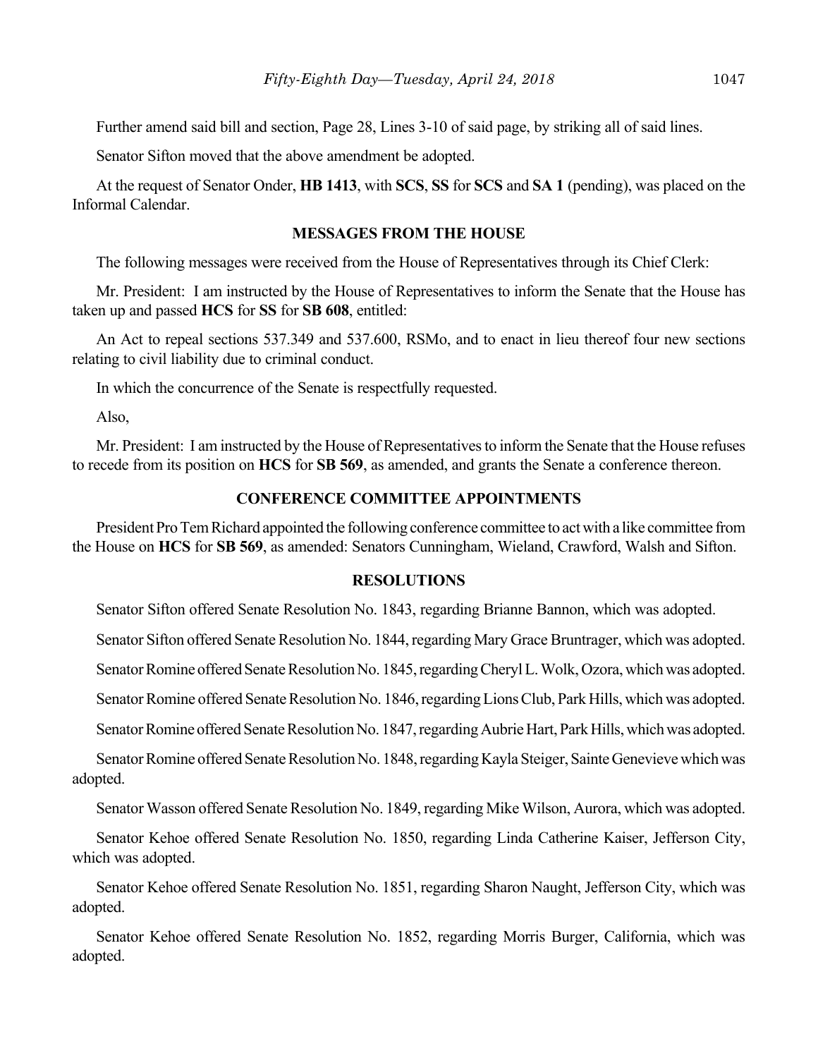Further amend said bill and section, Page 28, Lines 3-10 of said page, by striking all of said lines.

Senator Sifton moved that the above amendment be adopted.

At the request of Senator Onder, **HB 1413**, with **SCS**, **SS** for **SCS** and **SA 1** (pending), was placed on the Informal Calendar.

## MESSAGES FROM THE HOUSE

The following messages were received from the House of Representatives through its Chief Clerk:

Mr. President: I am instructed by the House of Representatives to inform the Senate that the House has taken up and passed **HCS** for **SS** for **SB 608**, entitled:

An Act to repeal sections 537.349 and 537.600, RSMo, and to enact in lieu thereof four new sections relating to civil liability due to criminal conduct.

In which the concurrence of the Senate is respectfully requested.

Also,

Mr. President: I am instructed by the House of Representatives to inform the Senate that the House refuses to recede from its position on **HCS** for **SB 569**, as amended, and grants the Senate a conference thereon.

## CONFERENCE COMMITTEE APPOINTMENTS

President Pro Tem Richard appointed the following conference committee to act with a like committee from the House on **HCS** for **SB 569**, as amended: Senators Cunningham, Wieland, Crawford, Walsh and Sifton.

## RESOLUTIONS

Senator Sifton offered Senate Resolution No. 1843, regarding Brianne Bannon, which was adopted.

Senator Sifton offered Senate Resolution No. 1844, regarding Mary Grace Bruntrager, which was adopted.

Senator Romine offered Senate Resolution No. 1845, regarding Cheryl L. Wolk, Ozora, which was adopted.

Senator Romine offered Senate Resolution No. 1846, regarding Lions Club, Park Hills, which was adopted.

Senator Romine offered Senate Resolution No. 1847, regarding Aubrie Hart, Park Hills, which was adopted.

Senator Romine offered Senate Resolution No. 1848, regarding Kayla Steiger, Sainte Genevieve which was adopted.

Senator Wasson offered Senate Resolution No. 1849, regarding Mike Wilson, Aurora, which was adopted.

Senator Kehoe offered Senate Resolution No. 1850, regarding Linda Catherine Kaiser, Jefferson City, which was adopted.

Senator Kehoe offered Senate Resolution No. 1851, regarding Sharon Naught, Jefferson City, which was adopted.

Senator Kehoe offered Senate Resolution No. 1852, regarding Morris Burger, California, which was adopted.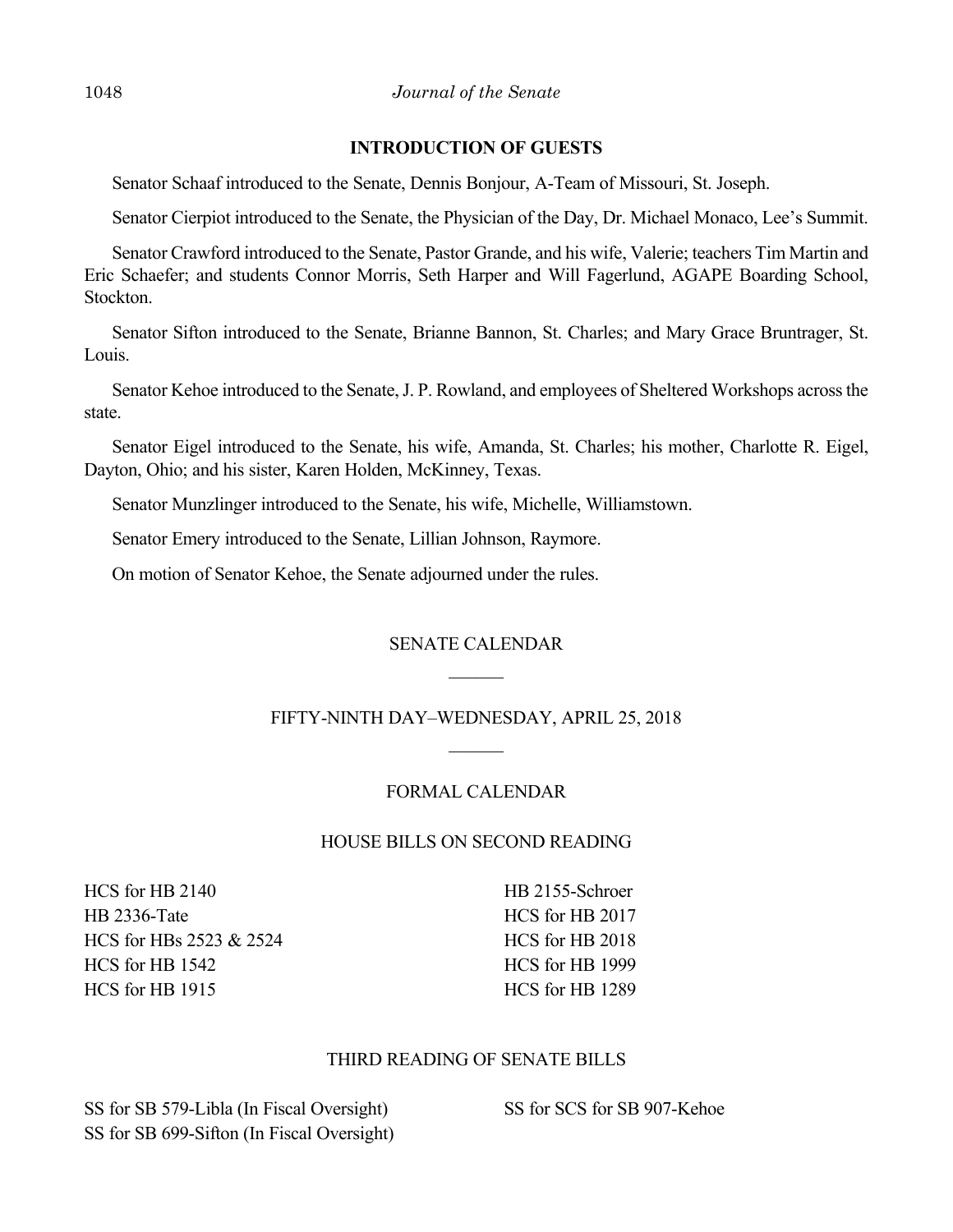**INTRODUCTION OF GUESTS**

Senator Schaaf introduced to the Senate, Dennis Bonjour, A-Team of Missouri, St. Joseph.

Senator Cierpiot introduced to the Senate, the Physician of the Day, Dr. Michael Monaco, Lee's Summit.

Senator Crawford introduced to the Senate, Pastor Grande, and his wife, Valerie; teachers Tim Martin and Eric Schaefer; and students Connor Morris, Seth Harper and Will Fagerlund, AGAPE Boarding School, Stockton.

Senator Sifton introduced to the Senate, Brianne Bannon, St. Charles; and Mary Grace Bruntrager, St. Louis.

Senator Kehoe introduced to the Senate, J. P. Rowland, and employees of Sheltered Workshops across the state.

Senator Eigel introduced to the Senate, his wife, Amanda, St. Charles; his mother, Charlotte R. Eigel, Dayton, Ohio; and his sister, Karen Holden, McKinney, Texas.

Senator Munzlinger introduced to the Senate, his wife, Michelle, Williamstown.

Senator Emery introduced to the Senate, Lillian Johnson, Raymore.

On motion of Senator Kehoe, the Senate adjourned under the rules.

SENATE CALENDAR

FIFTY-NINTH DAY–WEDNESDAY, APRIL 25, 2018

FORMAL CALENDAR

HOUSE BILLS ON SECOND READING

HCS for HB 2140
HB 2336-Tate
HCS for HBs 2523 & 2524
HCS for HB 1542
HCS for HB 1915
HB 2155-Schroer
HCS for HB 2017
HCS for HB 2018
HCS for HB 1999
HCS for HB 1289

THIRD READING OF SENATE BILLS

SS for SB 579-Libla (In Fiscal Oversight)
SS for SB 699-Sifton (In Fiscal Oversight)
SS for SCS for SB 907-Kehoe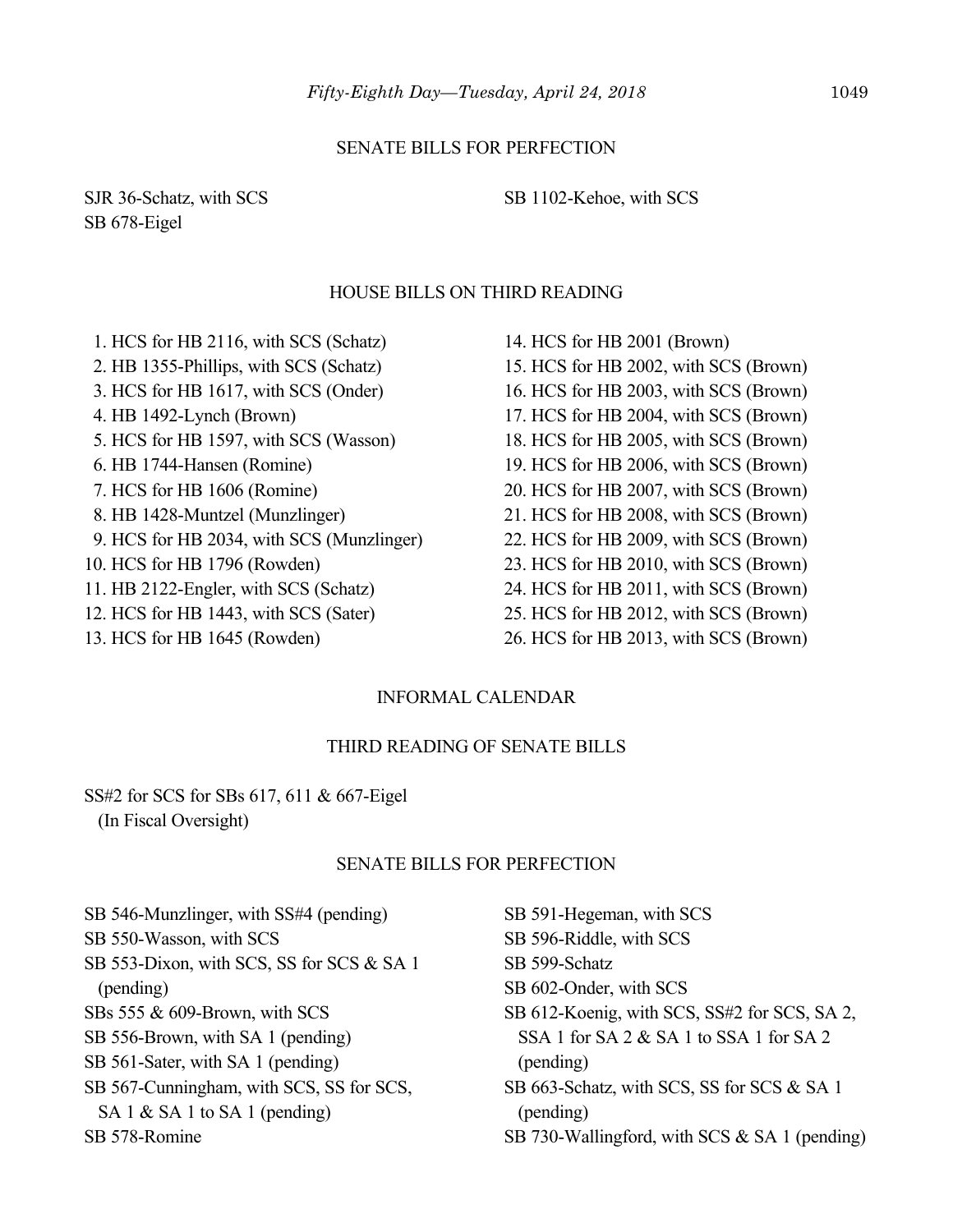## SENATE BILLS FOR PERFECTION

SJR 36-Schatz, with SCS
SB 678-Eigel
SB 1102-Kehoe, with SCS

## HOUSE BILLS ON THIRD READING

1. HCS for HB 2116, with SCS (Schatz)
2. HB 1355-Phillips, with SCS (Schatz)
3. HCS for HB 1617, with SCS (Onder)
4. HB 1492-Lynch (Brown)
5. HCS for HB 1597, with SCS (Wasson)
6. HB 1744-Hansen (Romine)
7. HCS for HB 1606 (Romine)
8. HB 1428-Muntzel (Munzlinger)
9. HCS for HB 2034, with SCS (Munzlinger)
10. HCS for HB 1796 (Rowden)
11. HB 2122-Engler, with SCS (Schatz)
12. HCS for HB 1443, with SCS (Sater)
13. HCS for HB 1645 (Rowden)
14. HCS for HB 2001 (Brown)
15. HCS for HB 2002, with SCS (Brown)
16. HCS for HB 2003, with SCS (Brown)
17. HCS for HB 2004, with SCS (Brown)
18. HCS for HB 2005, with SCS (Brown)
19. HCS for HB 2006, with SCS (Brown)
20. HCS for HB 2007, with SCS (Brown)
21. HCS for HB 2008, with SCS (Brown)
22. HCS for HB 2009, with SCS (Brown)
23. HCS for HB 2010, with SCS (Brown)
24. HCS for HB 2011, with SCS (Brown)
25. HCS for HB 2012, with SCS (Brown)
26. HCS for HB 2013, with SCS (Brown)

## INFORMAL CALENDAR

## THIRD READING OF SENATE BILLS

SS#2 for SCS for SBs 617, 611 & 667-Eigel
(In Fiscal Oversight)

## SENATE BILLS FOR PERFECTION

SB 546-Munzlinger, with SS#4 (pending)
SB 550-Wasson, with SCS
SB 553-Dixon, with SCS, SS for SCS & SA 1 (pending)
SBs 555 & 609-Brown, with SCS
SB 556-Brown, with SA 1 (pending)
SB 561-Sater, with SA 1 (pending)
SB 567-Cunningham, with SCS, SS for SCS, SA 1 & SA 1 to SA 1 (pending)
SB 578-Romine
SB 591-Hegeman, with SCS
SB 596-Riddle, with SCS
SB 599-Schatz
SB 602-Onder, with SCS
SB 612-Koenig, with SCS, SS#2 for SCS, SA 2, SSA 1 for SA 2 & SA 1 to SSA 1 for SA 2 (pending)
SB 663-Schatz, with SCS, SS for SCS & SA 1 (pending)
SB 730-Wallingford, with SCS & SA 1 (pending)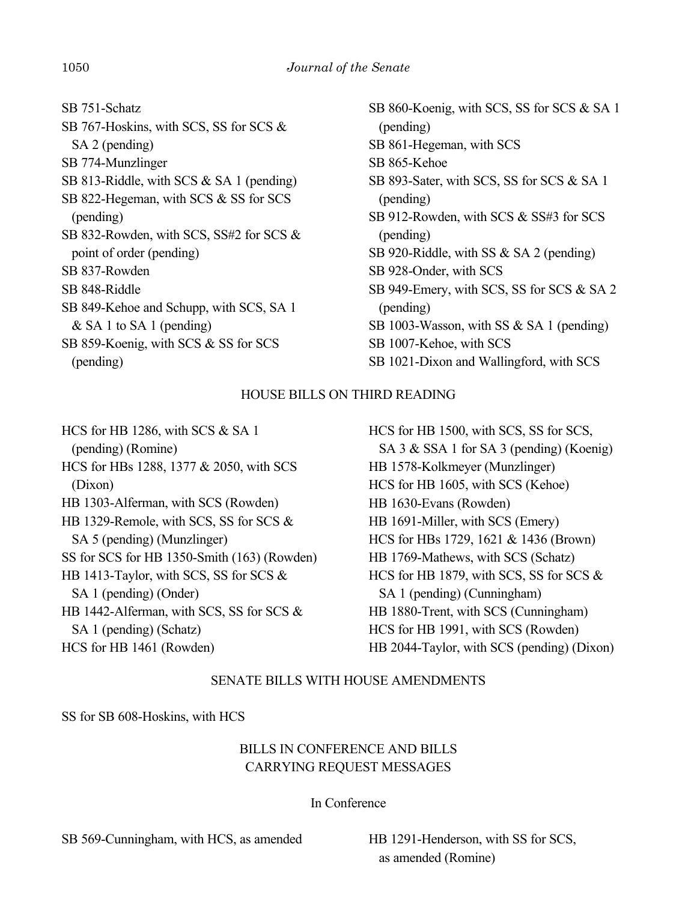SB 751-Schatz

SB 767-Hoskins, with SCS, SS for SCS & SA 2 (pending)

SB 774-Munzlinger

SB 813-Riddle, with SCS & SA 1 (pending)

SB 822-Hegeman, with SCS & SS for SCS (pending)

SB 832-Rowden, with SCS, SS#2 for SCS & point of order (pending)

SB 837-Rowden

SB 848-Riddle

SB 849-Kehoe and Schupp, with SCS, SA 1 & SA 1 to SA 1 (pending)

SB 859-Koenig, with SCS & SS for SCS (pending)

SB 860-Koenig, with SCS, SS for SCS & SA 1 (pending)

SB 861-Hegeman, with SCS

SB 865-Kehoe

SB 893-Sater, with SCS, SS for SCS & SA 1 (pending)

SB 912-Rowden, with SCS & SS#3 for SCS (pending)

SB 920-Riddle, with SS & SA 2 (pending)

SB 928-Onder, with SCS

SB 949-Emery, with SCS, SS for SCS & SA 2 (pending)

SB 1003-Wasson, with SS & SA 1 (pending)

SB 1007-Kehoe, with SCS

SB 1021-Dixon and Wallingford, with SCS

## HOUSE BILLS ON THIRD READING

HCS for HB 1286, with SCS & SA 1 (pending) (Romine)

HCS for HBs 1288, 1377 & 2050, with SCS (Dixon)

HB 1303-Alferman, with SCS (Rowden)

HB 1329-Remole, with SCS, SS for SCS & SA 5 (pending) (Munzlinger)

SS for SCS for HB 1350-Smith (163) (Rowden)

HB 1413-Taylor, with SCS, SS for SCS & SA 1 (pending) (Onder)

HB 1442-Alferman, with SCS, SS for SCS & SA 1 (pending) (Schatz)

HCS for HB 1461 (Rowden)

HCS for HB 1500, with SCS, SS for SCS, SA 3 & SSA 1 for SA 3 (pending) (Koenig)

HB 1578-Kolkmeyer (Munzlinger)

HCS for HB 1605, with SCS (Kehoe)

HB 1630-Evans (Rowden)

HB 1691-Miller, with SCS (Emery)

HCS for HBs 1729, 1621 & 1436 (Brown)

HB 1769-Mathews, with SCS (Schatz)

HCS for HB 1879, with SCS, SS for SCS & SA 1 (pending) (Cunningham)

HB 1880-Trent, with SCS (Cunningham)

HCS for HB 1991, with SCS (Rowden)

HB 2044-Taylor, with SCS (pending) (Dixon)

## SENATE BILLS WITH HOUSE AMENDMENTS

SS for SB 608-Hoskins, with HCS

## BILLS IN CONFERENCE AND BILLS CARRYING REQUEST MESSAGES

### In Conference

SB 569-Cunningham, with HCS, as amended

HB 1291-Henderson, with SS for SCS, as amended (Romine)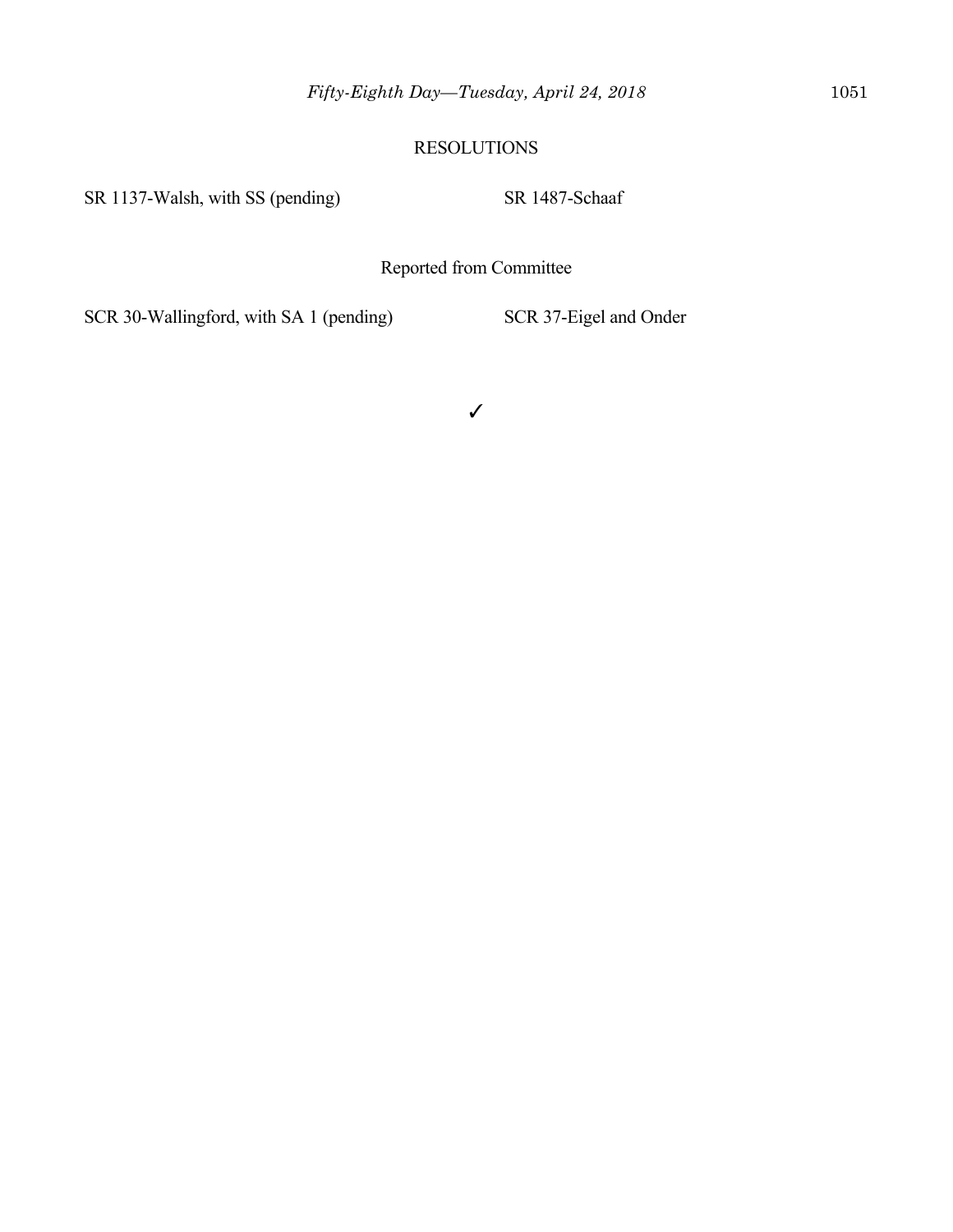RESOLUTIONS

SR 1137-Walsh, with SS (pending)

SR 1487-Schaaf

Reported from Committee

SCR 30-Wallingford, with SA 1 (pending)

SCR 37-Eigel and Onder

✓